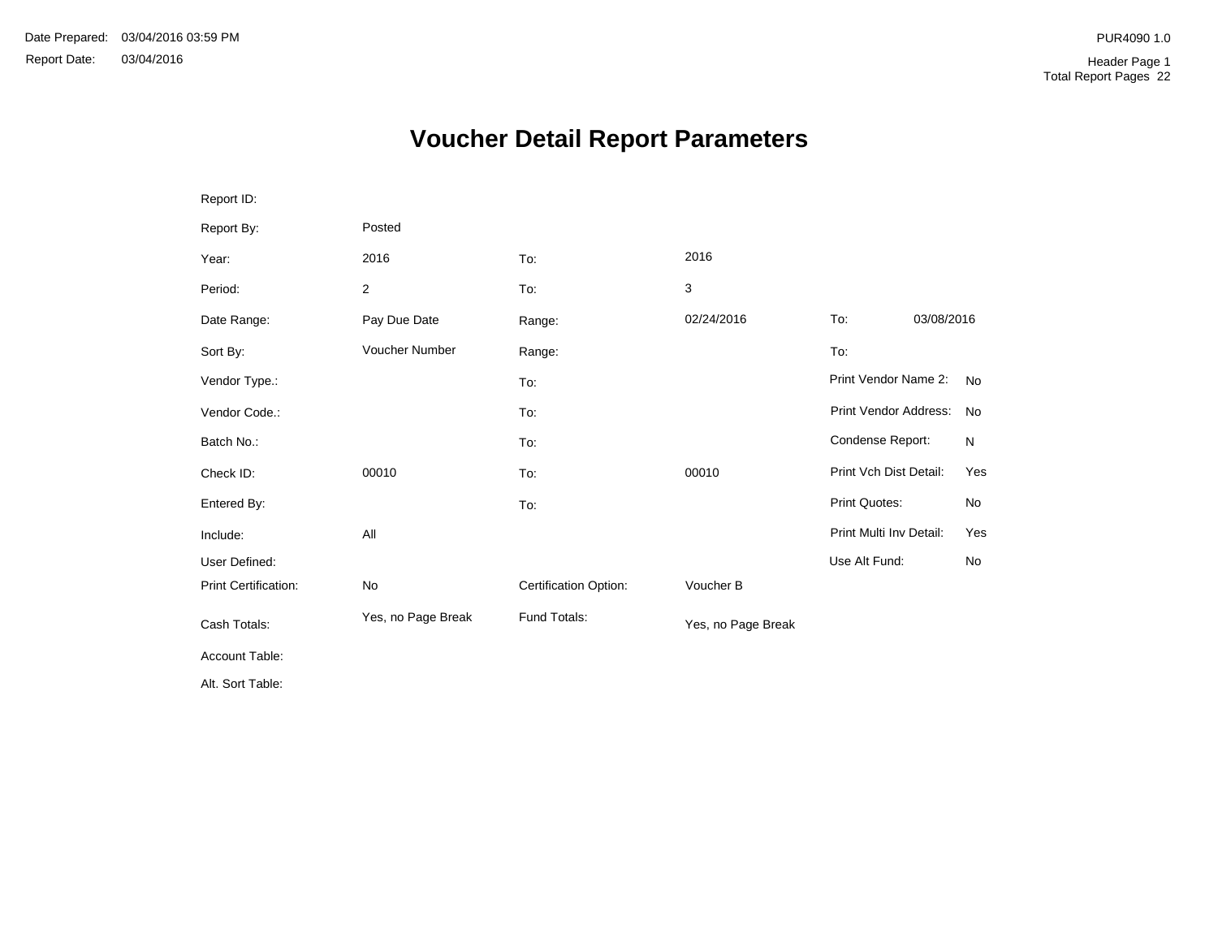Date Prepared: 03/04/2016 03:59 PM

Report Date: 03/04/2016

PUR4090 1.0

Header Page 1

Total Report Pages 22

# Voucher Detail Report Parameters

| | | | | | |
|---|---|---|---|---|---|
| Report ID: | | | | | |
| Report By: | Posted | | | | |
| Year: | 2016 | To: | 2016 | | |
| Period: | 2 | To: | 3 | | |
| Date Range: | Pay Due Date | Range: | 02/24/2016 | To: | 03/08/2016 |
| Sort By: | Voucher Number | Range: | | To: | |
| Vendor Type.: | | To: | | Print Vendor Name 2: | No |
| Vendor Code.: | | To: | | Print Vendor Address: | No |
| Batch No.: | | To: | | Condense Report: | N |
| Check ID: | 00010 | To: | 00010 | Print Vch Dist Detail: | Yes |
| Entered By: | | To: | | Print Quotes: | No |
| Include: | All | | | Print Multi Inv Detail: | Yes |
| User Defined: | | | | Use Alt Fund: | No |
| Print Certification: | No | Certification Option: | Voucher B | | |
| Cash Totals: | Yes, no Page Break | Fund Totals: | Yes, no Page Break | | |
| Account Table: | | | | | |
| Alt. Sort Table: | | | | | |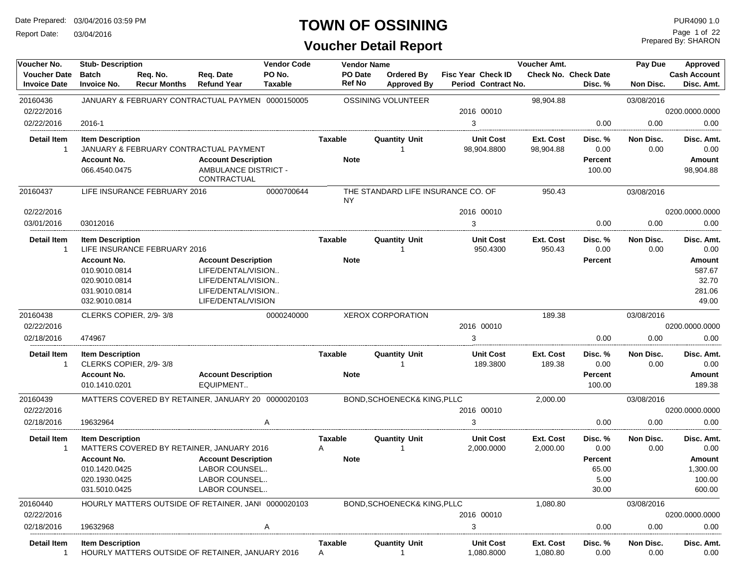# TOWN OF OSSINING

## Voucher Detail Report

Date Prepared: 03/04/2016 03:59 PM
Report Date: 03/04/2016

PUR4090 1.0
Prepared By: SHARON

| Voucher No. | Stub- Description | Req. No. | Req. Date | Vendor Code | Vendor Name | | Fisc Year | Check ID | Voucher Amt. | | Pay Due | Approved |
|---|---|---|---|---|---|---|---|---|---|---|---|---|
| Voucher Date | Batch | | | PO No. | PO Date | Ordered By | Fisc Year | Check ID | Check No. | Check Date | | Cash Account |
| Invoice Date | Invoice No. | Recur Months | Refund Year | Taxable | Ref No | Approved By | Period | Contract No. | | Disc. % | Non Disc. | Disc. Amt. |

---

**20160436** — JANUARY & FEBRUARY CONTRACTUAL PAYMEN — Vendor Code: 0000150005 — OSSINING VOLUNTEER — Voucher Amt.: 98,904.88 — Pay Due: 03/08/2016

- Voucher Date: 02/22/2016 — Fisc Year 2016, Check ID 00010 — Cash Account: 0200.0000.0000
- Invoice Date: 02/22/2016 — Invoice No.: 2016-1 — Period: 3 — Disc. %: 0.00 — Non Disc.: 0.00 — Disc. Amt.: 0.00

| Detail Item | Item Description | Taxable | Quantity Unit | Unit Cost | Ext. Cost | Disc. % | Non Disc. | Disc. Amt. |
|---|---|---|---|---|---|---|---|---|
| 1 | JANUARY & FEBRUARY CONTRACTUAL PAYMENT | | 1 | 98,904.8800 | 98,904.88 | 0.00 | 0.00 | 0.00 |

| Account No. | Account Description | Note | Percent | Amount |
|---|---|---|---|---|
| 066.4540.0475 | AMBULANCE DISTRICT - CONTRACTUAL | | 100.00 | 98,904.88 |

---

**20160437** — LIFE INSURANCE FEBRUARY 2016 — Vendor Code: 0000700644 — THE STANDARD LIFE INSURANCE CO. OF NY — Voucher Amt.: 950.43 — Pay Due: 03/08/2016

- Voucher Date: 02/22/2016 — Fisc Year 2016, Check ID 00010 — Cash Account: 0200.0000.0000
- Invoice Date: 03/01/2016 — Invoice No.: 03012016 — Period: 3 — Disc. %: 0.00 — Non Disc.: 0.00 — Disc. Amt.: 0.00

| Detail Item | Item Description | Taxable | Quantity Unit | Unit Cost | Ext. Cost | Disc. % | Non Disc. | Disc. Amt. |
|---|---|---|---|---|---|---|---|---|
| 1 | LIFE INSURANCE FEBRUARY 2016 | | 1 | 950.4300 | 950.43 | 0.00 | 0.00 | 0.00 |

| Account No. | Account Description | Note | Percent | Amount |
|---|---|---|---|---|
| 010.9010.0814 | LIFE/DENTAL/VISION.. | | | 587.67 |
| 020.9010.0814 | LIFE/DENTAL/VISION.. | | | 32.70 |
| 031.9010.0814 | LIFE/DENTAL/VISION.. | | | 281.06 |
| 032.9010.0814 | LIFE/DENTAL/VISION | | | 49.00 |

---

**20160438** — CLERKS COPIER, 2/9- 3/8 — Vendor Code: 0000240000 — XEROX CORPORATION — Voucher Amt.: 189.38 — Pay Due: 03/08/2016

- Voucher Date: 02/22/2016 — Fisc Year 2016, Check ID 00010 — Cash Account: 0200.0000.0000
- Invoice Date: 02/18/2016 — Invoice No.: 474967 — Period: 3 — Disc. %: 0.00 — Non Disc.: 0.00 — Disc. Amt.: 0.00

| Detail Item | Item Description | Taxable | Quantity Unit | Unit Cost | Ext. Cost | Disc. % | Non Disc. | Disc. Amt. |
|---|---|---|---|---|---|---|---|---|
| 1 | CLERKS COPIER, 2/9- 3/8 | | 1 | 189.3800 | 189.38 | 0.00 | 0.00 | 0.00 |

| Account No. | Account Description | Note | Percent | Amount |
|---|---|---|---|---|
| 010.1410.0201 | EQUIPMENT.. | | 100.00 | 189.38 |

---

**20160439** — MATTERS COVERED BY RETAINER, JANUARY 20 — Vendor Code: 0000020103 — BOND,SCHOENECK& KING,PLLC — Voucher Amt.: 2,000.00 — Pay Due: 03/08/2016

- Voucher Date: 02/22/2016 — Fisc Year 2016, Check ID 00010 — Cash Account: 0200.0000.0000
- Invoice Date: 02/18/2016 — Invoice No.: 19632964 — Taxable: A — Period: 3 — Disc. %: 0.00 — Non Disc.: 0.00 — Disc. Amt.: 0.00

| Detail Item | Item Description | Taxable | Quantity Unit | Unit Cost | Ext. Cost | Disc. % | Non Disc. | Disc. Amt. |
|---|---|---|---|---|---|---|---|---|
| 1 | MATTERS COVERED BY RETAINER, JANUARY 2016 | A | 1 | 2,000.0000 | 2,000.00 | 0.00 | 0.00 | 0.00 |

| Account No. | Account Description | Note | Percent | Amount |
|---|---|---|---|---|
| 010.1420.0425 | LABOR COUNSEL.. | | 65.00 | 1,300.00 |
| 020.1930.0425 | LABOR COUNSEL.. | | 5.00 | 100.00 |
| 031.5010.0425 | LABOR COUNSEL.. | | 30.00 | 600.00 |

---

**20160440** — HOURLY MATTERS OUTSIDE OF RETAINER, JANI — Vendor Code: 0000020103 — BOND,SCHOENECK& KING,PLLC — Voucher Amt.: 1,080.80 — Pay Due: 03/08/2016

- Voucher Date: 02/22/2016 — Fisc Year 2016, Check ID 00010 — Cash Account: 0200.0000.0000
- Invoice Date: 02/18/2016 — Invoice No.: 19632968 — Taxable: A — Period: 3 — Disc. %: 0.00 — Non Disc.: 0.00 — Disc. Amt.: 0.00

| Detail Item | Item Description | Taxable | Quantity Unit | Unit Cost | Ext. Cost | Disc. % | Non Disc. | Disc. Amt. |
|---|---|---|---|---|---|---|---|---|
| 1 | HOURLY MATTERS OUTSIDE OF RETAINER, JANUARY 2016 | A | 1 | 1,080.8000 | 1,080.80 | 0.00 | 0.00 | 0.00 |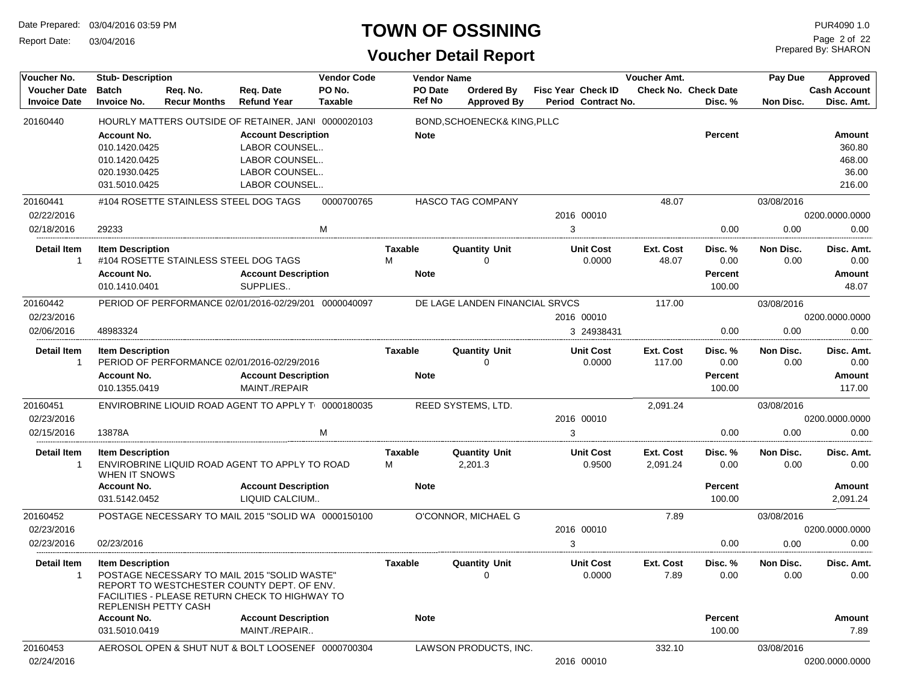# TOWN OF OSSINING

## Voucher Detail Report

Date Prepared: 03/04/2016 03:59 PM
Report Date: 03/04/2016

PUR4090 1.0
Prepared By: SHARON

| Voucher No. / Voucher Date / Invoice Date | Stub- Description / Batch / Invoice No. | Req. No. / Recur Months | Req. Date / Refund Year | Vendor Code / PO No. / Taxable | Vendor Name / PO Date / Ref No | Ordered By / Approved By | Fisc Year / Period | Check ID / Contract No. | Voucher Amt. / Check No. | Check Date / Disc. % | Pay Due / Non Disc. | Approved / Cash Account / Disc. Amt. |
|---|---|---|---|---|---|---|---|---|---|---|---|---|
| 20160440 | HOURLY MATTERS OUTSIDE OF RETAINER, JANI | | | 0000020103 | BOND,SCHOENECK& KING,PLLC | | | | | | | |

| Account No. | Account Description | Note | Percent | Amount |
|---|---|---|---|---|
| 010.1420.0425 | LABOR COUNSEL.. | | | 360.80 |
| 010.1420.0425 | LABOR COUNSEL.. | | | 468.00 |
| 020.1930.0425 | LABOR COUNSEL.. | | | 36.00 |
| 031.5010.0425 | LABOR COUNSEL.. | | | 216.00 |

| Voucher No. | Stub- Description | Vendor Code | Vendor Name | Fisc Year | Check ID | Voucher Amt. | Pay Due |
|---|---|---|---|---|---|---|---|
| 20160441 | #104 ROSETTE STAINLESS STEEL DOG TAGS | 0000700765 | HASCO TAG COMPANY | | | 48.07 | 03/08/2016 |
| 02/22/2016 | | | | 2016 | 00010 | | 0200.0000.0000 |
| 02/18/2016 | 29233 | M | | 3 | | Disc. % 0.00 | Non Disc. 0.00 / Disc. Amt. 0.00 |

| Detail Item | Item Description | Taxable | Quantity Unit | Unit Cost | Ext. Cost | Disc. % | Non Disc. | Disc. Amt. |
|---|---|---|---|---|---|---|---|---|
| 1 | #104 ROSETTE STAINLESS STEEL DOG TAGS | M | 0 | 0.0000 | 48.07 | 0.00 | 0.00 | 0.00 |

| Account No. | Account Description | Note | Percent | Amount |
|---|---|---|---|---|
| 010.1410.0401 | SUPPLIES.. | | 100.00 | 48.07 |

| Voucher No. | Stub- Description | Vendor Code | Vendor Name | Fisc Year | Check ID | Voucher Amt. | Pay Due |
|---|---|---|---|---|---|---|---|
| 20160442 | PERIOD OF PERFORMANCE 02/01/2016-02/29/201 | 0000040097 | DE LAGE LANDEN FINANCIAL SRVCS | | | 117.00 | 03/08/2016 |
| 02/23/2016 | | | | 2016 | 00010 | | 0200.0000.0000 |
| 02/06/2016 | 48983324 | | | 3 | 24938431 | Disc. % 0.00 | Non Disc. 0.00 / Disc. Amt. 0.00 |

| Detail Item | Item Description | Taxable | Quantity Unit | Unit Cost | Ext. Cost | Disc. % | Non Disc. | Disc. Amt. |
|---|---|---|---|---|---|---|---|---|
| 1 | PERIOD OF PERFORMANCE 02/01/2016-02/29/2016 | | 0 | 0.0000 | 117.00 | 0.00 | 0.00 | 0.00 |

| Account No. | Account Description | Note | Percent | Amount |
|---|---|---|---|---|
| 010.1355.0419 | MAINT./REPAIR | | 100.00 | 117.00 |

| Voucher No. | Stub- Description | Vendor Code | Vendor Name | Fisc Year | Check ID | Voucher Amt. | Pay Due |
|---|---|---|---|---|---|---|---|
| 20160451 | ENVIROBRINE LIQUID ROAD AGENT TO APPLY T | 0000180035 | REED SYSTEMS, LTD. | | | 2,091.24 | 03/08/2016 |
| 02/23/2016 | | | | 2016 | 00010 | | 0200.0000.0000 |
| 02/15/2016 | 13878A | M | | 3 | | Disc. % 0.00 | Non Disc. 0.00 / Disc. Amt. 0.00 |

| Detail Item | Item Description | Taxable | Quantity Unit | Unit Cost | Ext. Cost | Disc. % | Non Disc. | Disc. Amt. |
|---|---|---|---|---|---|---|---|---|
| 1 | ENVIROBRINE LIQUID ROAD AGENT TO APPLY TO ROAD WHEN IT SNOWS | M | 2,201.3 | 0.9500 | 2,091.24 | 0.00 | 0.00 | 0.00 |

| Account No. | Account Description | Note | Percent | Amount |
|---|---|---|---|---|
| 031.5142.0452 | LIQUID CALCIUM.. | | 100.00 | 2,091.24 |

| Voucher No. | Stub- Description | Vendor Code | Vendor Name | Fisc Year | Check ID | Voucher Amt. | Pay Due |
|---|---|---|---|---|---|---|---|
| 20160452 | POSTAGE NECESSARY TO MAIL 2015 "SOLID WA | 0000150100 | O'CONNOR, MICHAEL G | | | 7.89 | 03/08/2016 |
| 02/23/2016 | | | | 2016 | 00010 | | 0200.0000.0000 |
| 02/23/2016 | 02/23/2016 | | | 3 | | Disc. % 0.00 | Non Disc. 0.00 / Disc. Amt. 0.00 |

| Detail Item | Item Description | Taxable | Quantity Unit | Unit Cost | Ext. Cost | Disc. % | Non Disc. | Disc. Amt. |
|---|---|---|---|---|---|---|---|---|
| 1 | POSTAGE NECESSARY TO MAIL 2015 "SOLID WASTE" REPORT TO WESTCHESTER COUNTY DEPT. OF ENV. FACILITIES - PLEASE RETURN CHECK TO HIGHWAY TO REPLENISH PETTY CASH | | 0 | 0.0000 | 7.89 | 0.00 | 0.00 | 0.00 |

| Account No. | Account Description | Note | Percent | Amount |
|---|---|---|---|---|
| 031.5010.0419 | MAINT./REPAIR.. | | 100.00 | 7.89 |

| Voucher No. | Stub- Description | Vendor Code | Vendor Name | Fisc Year | Check ID | Voucher Amt. | Pay Due |
|---|---|---|---|---|---|---|---|
| 20160453 | AEROSOL OPEN & SHUT NUT & BOLT LOOSENEF | 0000700304 | LAWSON PRODUCTS, INC. | | | 332.10 | 03/08/2016 |
| 02/24/2016 | | | | 2016 | 00010 | | 0200.0000.0000 |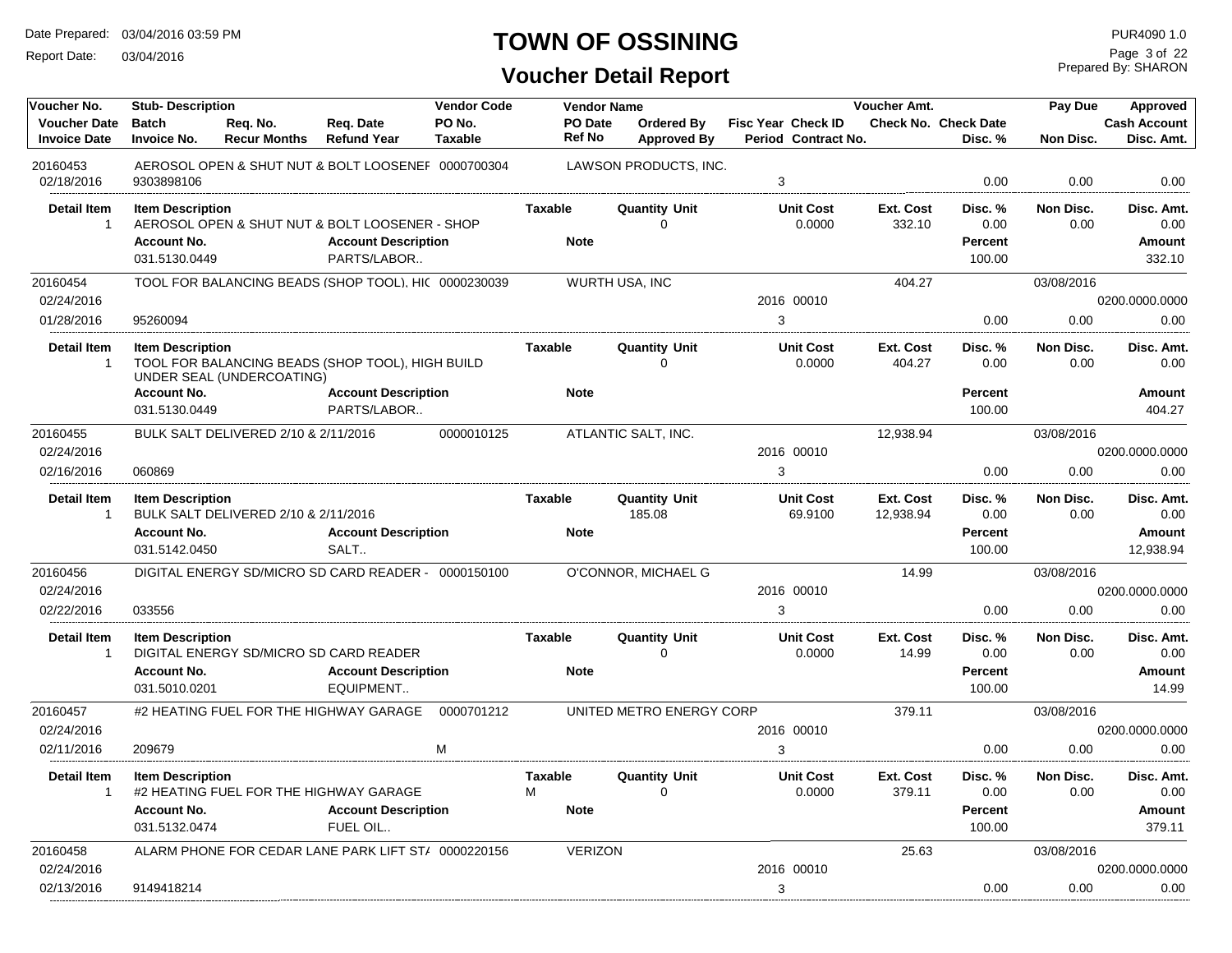# TOWN OF OSSINING

## Voucher Detail Report

Date Prepared: 03/04/2016 03:59 PM
Report Date: 03/04/2016

PUR4090 1.0
Prepared By: SHARON

| Voucher No. / Voucher Date / Invoice Date | Stub- Description / Batch / Invoice No. | Req. No. / Recur Months | Req. Date / Refund Year | Vendor Code / PO No. / Taxable | Vendor Name / PO Date / Ref No | Ordered By / Approved By | Fisc Year / Period | Check ID / Contract No. | Voucher Amt. / Check No. | Check Date / Disc. % | Pay Due / Non Disc. | Approved / Cash Account / Disc. Amt. |
|---|---|---|---|---|---|---|---|---|---|---|---|---|
| 20160453 | AEROSOL OPEN & SHUT NUT & BOLT LOOSENEF | | | 0000700304 | LAWSON PRODUCTS, INC. | | | | | | | |
| 02/18/2016 | 9303898106 | | | | | | 3 | | | 0.00 | 0.00 | 0.00 |

| Detail Item | Item Description | Taxable | Quantity Unit | Unit Cost | Ext. Cost | Disc. % | Non Disc. | Disc. Amt. |
|---|---|---|---|---|---|---|---|---|
| 1 | AEROSOL OPEN & SHUT NUT & BOLT LOOSENER - SHOP | | 0 | 0.0000 | 332.10 | 0.00 | 0.00 | 0.00 |

| Account No. | Account Description | Note | Percent | Amount |
|---|---|---|---|---|
| 031.5130.0449 | PARTS/LABOR.. | | 100.00 | 332.10 |

| Voucher No. / Voucher Date / Invoice Date | Stub- Description / Batch / Invoice No. | Req. No. / Recur Months | Req. Date / Refund Year | Vendor Code / PO No. / Taxable | Vendor Name / PO Date / Ref No | Ordered By / Approved By | Fisc Year / Period | Check ID / Contract No. | Voucher Amt. / Check No. | Check Date / Disc. % | Pay Due / Non Disc. | Approved / Cash Account / Disc. Amt. |
|---|---|---|---|---|---|---|---|---|---|---|---|---|
| 20160454 | TOOL FOR BALANCING BEADS (SHOP TOOL), HI( | | | 0000230039 | WURTH USA, INC | | | | 404.27 | | 03/08/2016 | |
| 02/24/2016 | | | | | | | 2016 | 00010 | | | | 0200.0000.0000 |
| 01/28/2016 | 95260094 | | | | | | 3 | | | 0.00 | 0.00 | 0.00 |

| Detail Item | Item Description | Taxable | Quantity Unit | Unit Cost | Ext. Cost | Disc. % | Non Disc. | Disc. Amt. |
|---|---|---|---|---|---|---|---|---|
| 1 | TOOL FOR BALANCING BEADS (SHOP TOOL), HIGH BUILD UNDER SEAL (UNDERCOATING) | | 0 | 0.0000 | 404.27 | 0.00 | 0.00 | 0.00 |

| Account No. | Account Description | Note | Percent | Amount |
|---|---|---|---|---|
| 031.5130.0449 | PARTS/LABOR.. | | 100.00 | 404.27 |

| Voucher No. / Voucher Date / Invoice Date | Stub- Description / Batch / Invoice No. | Req. No. / Recur Months | Req. Date / Refund Year | Vendor Code / PO No. / Taxable | Vendor Name / PO Date / Ref No | Ordered By / Approved By | Fisc Year / Period | Check ID / Contract No. | Voucher Amt. / Check No. | Check Date / Disc. % | Pay Due / Non Disc. | Approved / Cash Account / Disc. Amt. |
|---|---|---|---|---|---|---|---|---|---|---|---|---|
| 20160455 | BULK SALT DELIVERED 2/10 & 2/11/2016 | | | 0000010125 | ATLANTIC SALT, INC. | | | | 12,938.94 | | 03/08/2016 | |
| 02/24/2016 | | | | | | | 2016 | 00010 | | | | 0200.0000.0000 |
| 02/16/2016 | 060869 | | | | | | 3 | | | 0.00 | 0.00 | 0.00 |

| Detail Item | Item Description | Taxable | Quantity Unit | Unit Cost | Ext. Cost | Disc. % | Non Disc. | Disc. Amt. |
|---|---|---|---|---|---|---|---|---|
| 1 | BULK SALT DELIVERED 2/10 & 2/11/2016 | | 185.08 | 69.9100 | 12,938.94 | 0.00 | 0.00 | 0.00 |

| Account No. | Account Description | Note | Percent | Amount |
|---|---|---|---|---|
| 031.5142.0450 | SALT.. | | 100.00 | 12,938.94 |

| Voucher No. / Voucher Date / Invoice Date | Stub- Description / Batch / Invoice No. | Req. No. / Recur Months | Req. Date / Refund Year | Vendor Code / PO No. / Taxable | Vendor Name / PO Date / Ref No | Ordered By / Approved By | Fisc Year / Period | Check ID / Contract No. | Voucher Amt. / Check No. | Check Date / Disc. % | Pay Due / Non Disc. | Approved / Cash Account / Disc. Amt. |
|---|---|---|---|---|---|---|---|---|---|---|---|---|
| 20160456 | DIGITAL ENERGY SD/MICRO SD CARD READER - | | | 0000150100 | O'CONNOR, MICHAEL G | | | | 14.99 | | 03/08/2016 | |
| 02/24/2016 | | | | | | | 2016 | 00010 | | | | 0200.0000.0000 |
| 02/22/2016 | 033556 | | | | | | 3 | | | 0.00 | 0.00 | 0.00 |

| Detail Item | Item Description | Taxable | Quantity Unit | Unit Cost | Ext. Cost | Disc. % | Non Disc. | Disc. Amt. |
|---|---|---|---|---|---|---|---|---|
| 1 | DIGITAL ENERGY SD/MICRO SD CARD READER | | 0 | 0.0000 | 14.99 | 0.00 | 0.00 | 0.00 |

| Account No. | Account Description | Note | Percent | Amount |
|---|---|---|---|---|
| 031.5010.0201 | EQUIPMENT.. | | 100.00 | 14.99 |

| Voucher No. / Voucher Date / Invoice Date | Stub- Description / Batch / Invoice No. | Req. No. / Recur Months | Req. Date / Refund Year | Vendor Code / PO No. / Taxable | Vendor Name / PO Date / Ref No | Ordered By / Approved By | Fisc Year / Period | Check ID / Contract No. | Voucher Amt. / Check No. | Check Date / Disc. % | Pay Due / Non Disc. | Approved / Cash Account / Disc. Amt. |
|---|---|---|---|---|---|---|---|---|---|---|---|---|
| 20160457 | #2 HEATING FUEL FOR THE HIGHWAY GARAGE | | | 0000701212 | UNITED METRO ENERGY CORP | | | | 379.11 | | 03/08/2016 | |
| 02/24/2016 | | | | | | | 2016 | 00010 | | | | 0200.0000.0000 |
| 02/11/2016 | 209679 | | | M | | | 3 | | | 0.00 | 0.00 | 0.00 |

| Detail Item | Item Description | Taxable | Quantity Unit | Unit Cost | Ext. Cost | Disc. % | Non Disc. | Disc. Amt. |
|---|---|---|---|---|---|---|---|---|
| 1 | #2 HEATING FUEL FOR THE HIGHWAY GARAGE | M | 0 | 0.0000 | 379.11 | 0.00 | 0.00 | 0.00 |

| Account No. | Account Description | Note | Percent | Amount |
|---|---|---|---|---|
| 031.5132.0474 | FUEL OIL.. | | 100.00 | 379.11 |

| Voucher No. / Voucher Date / Invoice Date | Stub- Description / Batch / Invoice No. | Req. No. / Recur Months | Req. Date / Refund Year | Vendor Code / PO No. / Taxable | Vendor Name / PO Date / Ref No | Ordered By / Approved By | Fisc Year / Period | Check ID / Contract No. | Voucher Amt. / Check No. | Check Date / Disc. % | Pay Due / Non Disc. | Approved / Cash Account / Disc. Amt. |
|---|---|---|---|---|---|---|---|---|---|---|---|---|
| 20160458 | ALARM PHONE FOR CEDAR LANE PARK LIFT ST/ | | | 0000220156 | VERIZON | | | | 25.63 | | 03/08/2016 | |
| 02/24/2016 | | | | | | | 2016 | 00010 | | | | 0200.0000.0000 |
| 02/13/2016 | 9149418214 | | | | | | 3 | | | 0.00 | 0.00 | 0.00 |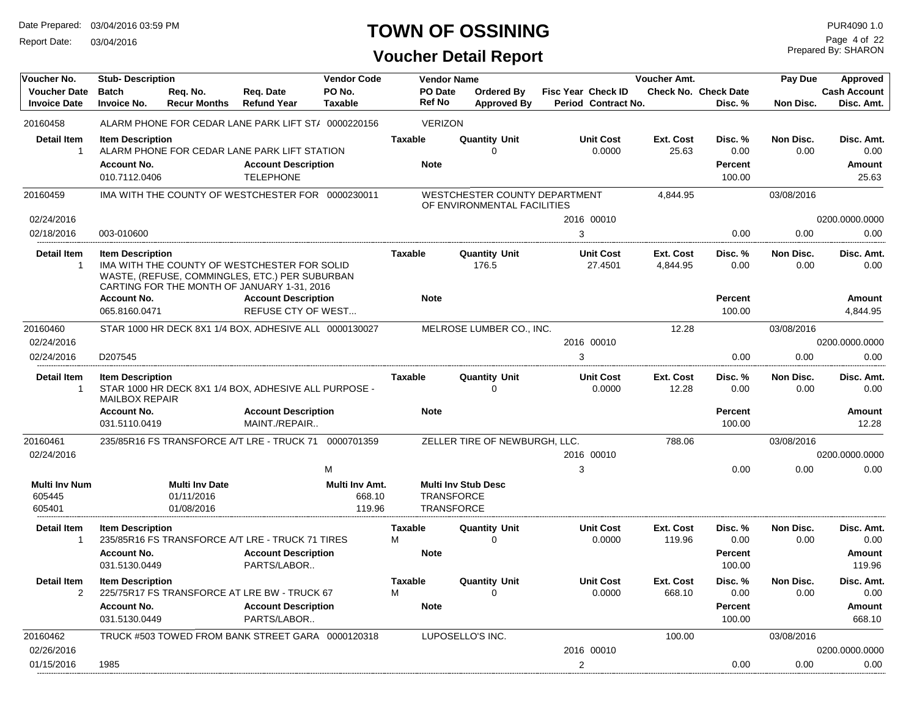# TOWN OF OSSINING

## Voucher Detail Report

Date Prepared: 03/04/2016 03:59 PM
Report Date: 03/04/2016

PUR4090 1.0
Prepared By: SHARON

| Voucher No. | Stub- Description | | | Vendor Code | Vendor Name | | | Voucher Amt. | | Pay Due | Approved |
|---|---|---|---|---|---|---|---|---|---|---|---|
| Voucher Date | Batch | Req. No. | Req. Date | PO No. | PO Date | Ordered By | Fisc Year Check ID | Check No. Check Date | | | Cash Account |
| Invoice Date | Invoice No. | Recur Months | Refund Year | Taxable | Ref No | Approved By | Period Contract No. | | Disc. % | Non Disc. | Disc. Amt. |

**20160458** — ALARM PHONE FOR CEDAR LANE PARK LIFT ST/ — 0000220156 — VERIZON

| Detail Item | Item Description | Taxable | Quantity Unit | Unit Cost | Ext. Cost | Disc. % | Non Disc. | Disc. Amt. |
|---|---|---|---|---|---|---|---|---|
| 1 | ALARM PHONE FOR CEDAR LANE PARK LIFT STATION | | 0 | 0.0000 | 25.63 | 0.00 | 0.00 | 0.00 |

| Account No. | Account Description | Note | Percent | Amount |
|---|---|---|---|---|
| 010.7112.0406 | TELEPHONE | | 100.00 | 25.63 |

**20160459** — IMA WITH THE COUNTY OF WESTCHESTER FOR — 0000230011 — WESTCHESTER COUNTY DEPARTMENT OF ENVIRONMENTAL FACILITIES — Voucher Amt. 4,844.95 — Pay Due 03/08/2016

| Voucher Date | Invoice Date | Invoice No. | Fisc Year Check ID | Period | Disc. % | Non Disc. | Cash Account | Disc. Amt. |
|---|---|---|---|---|---|---|---|---|
| 02/24/2016 | 02/18/2016 | 003-010600 | 2016 00010 | 3 | 0.00 | 0.00 | 0200.0000.0000 | 0.00 |

| Detail Item | Item Description | Taxable | Quantity Unit | Unit Cost | Ext. Cost | Disc. % | Non Disc. | Disc. Amt. |
|---|---|---|---|---|---|---|---|---|
| 1 | IMA WITH THE COUNTY OF WESTCHESTER FOR SOLID WASTE, (REFUSE, COMMINGLES, ETC.) PER SUBURBAN CARTING FOR THE MONTH OF JANUARY 1-31, 2016 | | 176.5 | 27.4501 | 4,844.95 | 0.00 | 0.00 | 0.00 |

| Account No. | Account Description | Note | Percent | Amount |
|---|---|---|---|---|
| 065.8160.0471 | REFUSE CTY OF WEST... | | 100.00 | 4,844.95 |

**20160460** — STAR 1000 HR DECK 8X1 1/4 BOX, ADHESIVE ALL — 0000130027 — MELROSE LUMBER CO., INC. — Voucher Amt. 12.28 — Pay Due 03/08/2016

| Voucher Date | Invoice Date | Invoice No. | Fisc Year Check ID | Period | Disc. % | Non Disc. | Cash Account | Disc. Amt. |
|---|---|---|---|---|---|---|---|---|
| 02/24/2016 | 02/24/2016 | D207545 | 2016 00010 | 3 | 0.00 | 0.00 | 0200.0000.0000 | 0.00 |

| Detail Item | Item Description | Taxable | Quantity Unit | Unit Cost | Ext. Cost | Disc. % | Non Disc. | Disc. Amt. |
|---|---|---|---|---|---|---|---|---|
| 1 | STAR 1000 HR DECK 8X1 1/4 BOX, ADHESIVE ALL PURPOSE - MAILBOX REPAIR | | 0 | 0.0000 | 12.28 | 0.00 | 0.00 | 0.00 |

| Account No. | Account Description | Note | Percent | Amount |
|---|---|---|---|---|
| 031.5110.0419 | MAINT./REPAIR.. | | 100.00 | 12.28 |

**20160461** — 235/85R16 FS TRANSFORCE A/T LRE - TRUCK 71 — 0000701359 — ZELLER TIRE OF NEWBURGH, LLC. — Voucher Amt. 788.06 — Pay Due 03/08/2016

| Voucher Date | Invoice Date | Invoice No. | Taxable | Fisc Year Check ID | Period | Disc. % | Non Disc. | Cash Account | Disc. Amt. |
|---|---|---|---|---|---|---|---|---|---|
| 02/24/2016 | | | M | 2016 00010 | 3 | 0.00 | 0.00 | 0200.0000.0000 | 0.00 |

| Multi Inv Num | Multi Inv Date | Multi Inv Amt. | Multi Inv Stub Desc |
|---|---|---|---|
| 605445 | 01/11/2016 | 668.10 | TRANSFORCE |
| 605401 | 01/08/2016 | 119.96 | TRANSFORCE |

| Detail Item | Item Description | Taxable | Quantity Unit | Unit Cost | Ext. Cost | Disc. % | Non Disc. | Disc. Amt. |
|---|---|---|---|---|---|---|---|---|
| 1 | 235/85R16 FS TRANSFORCE A/T LRE - TRUCK 71 TIRES | M | 0 | 0.0000 | 119.96 | 0.00 | 0.00 | 0.00 |

| Account No. | Account Description | Note | Percent | Amount |
|---|---|---|---|---|
| 031.5130.0449 | PARTS/LABOR.. | | 100.00 | 119.96 |

| Detail Item | Item Description | Taxable | Quantity Unit | Unit Cost | Ext. Cost | Disc. % | Non Disc. | Disc. Amt. |
|---|---|---|---|---|---|---|---|---|
| 2 | 225/75R17 FS TRANSFORCE AT LRE BW - TRUCK 67 | M | 0 | 0.0000 | 668.10 | 0.00 | 0.00 | 0.00 |

| Account No. | Account Description | Note | Percent | Amount |
|---|---|---|---|---|
| 031.5130.0449 | PARTS/LABOR.. | | 100.00 | 668.10 |

**20160462** — TRUCK #503 TOWED FROM BANK STREET GARA — 0000120318 — LUPOSELLO'S INC. — Voucher Amt. 100.00 — Pay Due 03/08/2016

| Voucher Date | Invoice Date | Invoice No. | Fisc Year Check ID | Period | Disc. % | Non Disc. | Cash Account | Disc. Amt. |
|---|---|---|---|---|---|---|---|---|
| 02/26/2016 | 01/15/2016 | 1985 | 2016 00010 | 2 | 0.00 | 0.00 | 0200.0000.0000 | 0.00 |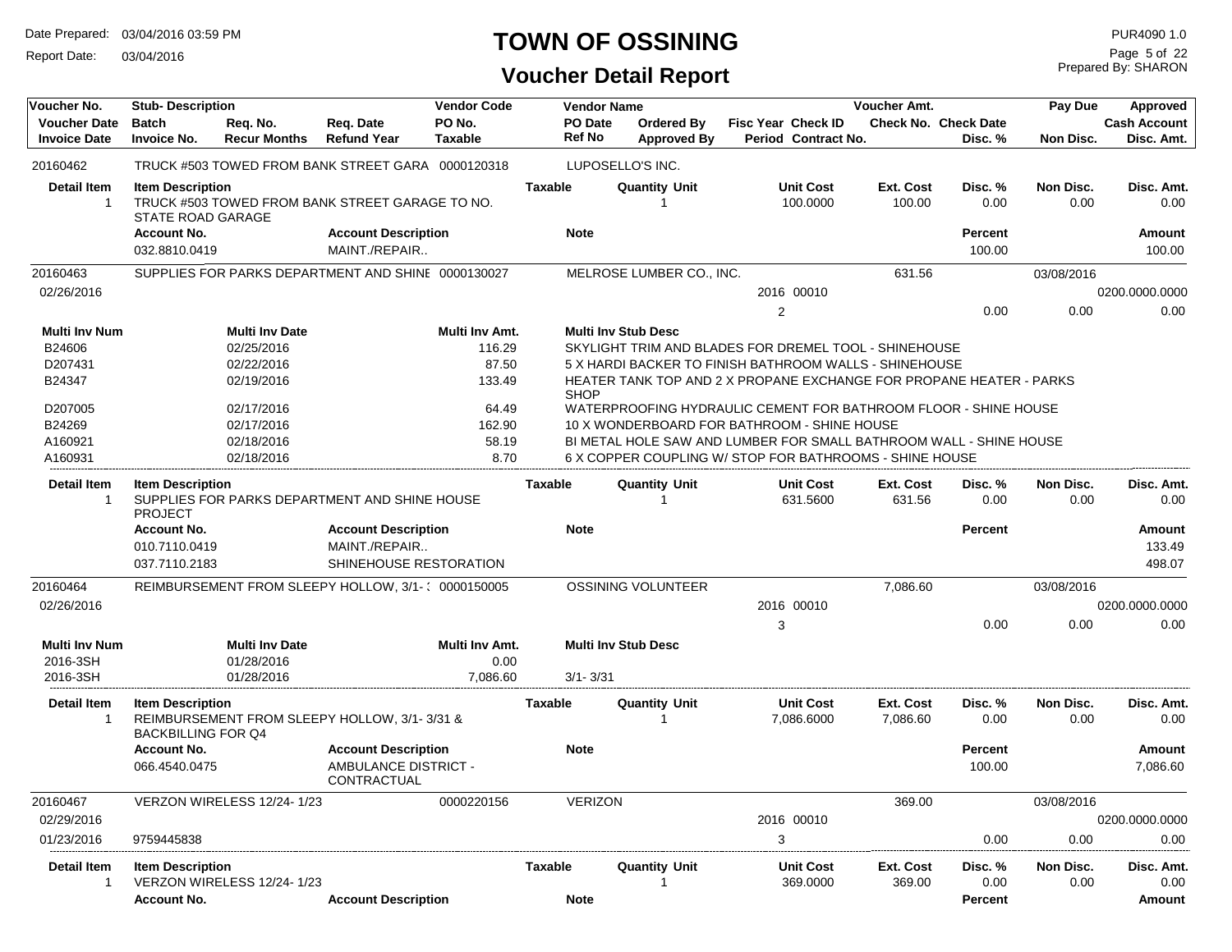# TOWN OF OSSINING

## Voucher Detail Report

Date Prepared: 03/04/2016 03:59 PM
Report Date: 03/04/2016

PUR4090 1.0
Prepared By: SHARON

| Voucher No. | Stub- Description | Req. No. | Req. Date | Vendor Code | Vendor Name | | | Voucher Amt. | | Pay Due | Approved |
|---|---|---|---|---|---|---|---|---|---|---|---|
| Voucher Date | Batch | Req. No. | Req. Date | PO No. | PO Date | Ordered By | Fisc Year Check ID | Check No. | Check Date | | Cash Account |
| Invoice Date | Invoice No. | Recur Months | Refund Year | Taxable | Ref No | Approved By | Period Contract No. | | Disc. % | Non Disc. | Disc. Amt. |

**20160462** — TRUCK #503 TOWED FROM BANK STREET GARA — 0000120318 — LUPOSELLO'S INC.

| Detail Item | Item Description | Taxable | Quantity Unit | Unit Cost | Ext. Cost | Disc. % | Non Disc. | Disc. Amt. |
|---|---|---|---|---|---|---|---|---|
| 1 | TRUCK #503 TOWED FROM BANK STREET GARAGE TO NO. STATE ROAD GARAGE | | 1 | 100.0000 | 100.00 | 0.00 | 0.00 | 0.00 |

| Account No. | Account Description | Note | Percent | Amount |
|---|---|---|---|---|
| 032.8810.0419 | MAINT./REPAIR.. | | 100.00 | 100.00 |

**20160463** — SUPPLIES FOR PARKS DEPARTMENT AND SHINE — 0000130027 — MELROSE LUMBER CO., INC. — Voucher Amt. 631.56 — Pay Due 03/08/2016

02/26/2016 — 2016 00010 — 0200.0000.0000

Period 2 — Disc. % 0.00 — Non Disc. 0.00 — Disc. Amt. 0.00

| Multi Inv Num | Multi Inv Date | Multi Inv Amt. | Multi Inv Stub Desc |
|---|---|---|---|
| B24606 | 02/25/2016 | 116.29 | SKYLIGHT TRIM AND BLADES FOR DREMEL TOOL - SHINEHOUSE |
| D207431 | 02/22/2016 | 87.50 | 5 X HARDI BACKER TO FINISH BATHROOM WALLS - SHINEHOUSE |
| B24347 | 02/19/2016 | 133.49 | HEATER TANK TOP AND 2 X PROPANE EXCHANGE FOR PROPANE HEATER - PARKS SHOP |
| D207005 | 02/17/2016 | 64.49 | WATERPROOFING HYDRAULIC CEMENT FOR BATHROOM FLOOR - SHINE HOUSE |
| B24269 | 02/17/2016 | 162.90 | 10 X WONDERBOARD FOR BATHROOM - SHINE HOUSE |
| A160921 | 02/18/2016 | 58.19 | BI METAL HOLE SAW AND LUMBER FOR SMALL BATHROOM WALL - SHINE HOUSE |
| A160931 | 02/18/2016 | 8.70 | 6 X COPPER COUPLING W/ STOP FOR BATHROOMS - SHINE HOUSE |

| Detail Item | Item Description | Taxable | Quantity Unit | Unit Cost | Ext. Cost | Disc. % | Non Disc. | Disc. Amt. |
|---|---|---|---|---|---|---|---|---|
| 1 | SUPPLIES FOR PARKS DEPARTMENT AND SHINE HOUSE PROJECT | | 1 | 631.5600 | 631.56 | 0.00 | 0.00 | 0.00 |

| Account No. | Account Description | Note | Percent | Amount |
|---|---|---|---|---|
| 010.7110.0419 | MAINT./REPAIR.. | | | 133.49 |
| 037.7110.2183 | SHINEHOUSE RESTORATION | | | 498.07 |

**20160464** — REIMBURSEMENT FROM SLEEPY HOLLOW, 3/1-3 — 0000150005 — OSSINING VOLUNTEER — Voucher Amt. 7,086.60 — Pay Due 03/08/2016

02/26/2016 — 2016 00010 — 0200.0000.0000

Period 3 — Disc. % 0.00 — Non Disc. 0.00 — Disc. Amt. 0.00

| Multi Inv Num | Multi Inv Date | Multi Inv Amt. | Multi Inv Stub Desc |
|---|---|---|---|
| 2016-3SH | 01/28/2016 | 0.00 | |
| 2016-3SH | 01/28/2016 | 7,086.60 | 3/1- 3/31 |

| Detail Item | Item Description | Taxable | Quantity Unit | Unit Cost | Ext. Cost | Disc. % | Non Disc. | Disc. Amt. |
|---|---|---|---|---|---|---|---|---|
| 1 | REIMBURSEMENT FROM SLEEPY HOLLOW, 3/1- 3/31 & BACKBILLING FOR Q4 | | 1 | 7,086.6000 | 7,086.60 | 0.00 | 0.00 | 0.00 |

| Account No. | Account Description | Note | Percent | Amount |
|---|---|---|---|---|
| 066.4540.0475 | AMBULANCE DISTRICT - CONTRACTUAL | | 100.00 | 7,086.60 |

**20160467** — VERZON WIRELESS 12/24- 1/23 — 0000220156 — VERIZON — Voucher Amt. 369.00 — Pay Due 03/08/2016

02/29/2016 — 2016 00010 — 0200.0000.0000

01/23/2016 — 9759445838 — Period 3 — Disc. % 0.00 — Non Disc. 0.00 — Disc. Amt. 0.00

| Detail Item | Item Description | Taxable | Quantity Unit | Unit Cost | Ext. Cost | Disc. % | Non Disc. | Disc. Amt. |
|---|---|---|---|---|---|---|---|---|
| 1 | VERZON WIRELESS 12/24- 1/23 | | 1 | 369.0000 | 369.00 | 0.00 | 0.00 | 0.00 |

| Account No. | Account Description | Note | Percent | Amount |
|---|---|---|---|---|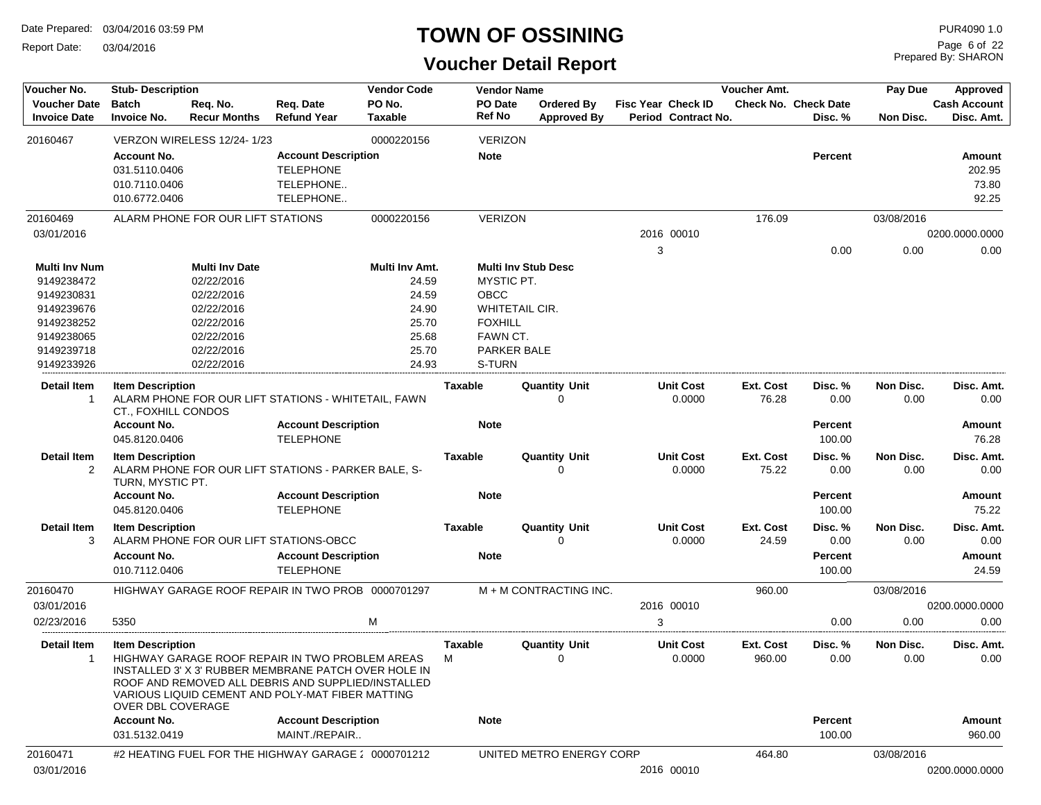# TOWN OF OSSINING

## Voucher Detail Report

Date Prepared: 03/04/2016 03:59 PM
Report Date: 03/04/2016

PUR4090 1.0
Prepared By: SHARON

| Voucher No. | Stub- Description | Req. No. | Req. Date | Vendor Code | Vendor Name | | Fisc Year Check ID | Voucher Amt. | | Pay Due | Approved |
|---|---|---|---|---|---|---|---|---|---|---|---|
| Voucher Date | Batch | Req. No. | Req. Date | PO No. | PO Date | Ordered By | Fisc Year Check ID | Check No. | Check Date | | Cash Account |
| Invoice Date | Invoice No. | Recur Months | Refund Year | Taxable | Ref No | Approved By | Period Contract No. | | Disc. % | Non Disc. | Disc. Amt. |

**20160467** — VERZON WIRELESS 12/24- 1/23 — Vendor Code: 0000220156 — VERIZON

| Account No. | Account Description | Note | Percent | Amount |
|---|---|---|---|---|
| 031.5110.0406 | TELEPHONE | | | 202.95 |
| 010.7110.0406 | TELEPHONE.. | | | 73.80 |
| 010.6772.0406 | TELEPHONE.. | | | 92.25 |

**20160469** — ALARM PHONE FOR OUR LIFT STATIONS — Vendor Code: 0000220156 — VERIZON

| Voucher Date | Fisc Year | Check ID | Period | Voucher Amt. | Disc. % | Pay Due | Non Disc. | Cash Account | Disc. Amt. |
|---|---|---|---|---|---|---|---|---|---|
| 03/01/2016 | 2016 | 00010 | 3 | 176.09 | 0.00 | 03/08/2016 | 0.00 | 0200.0000.0000 | 0.00 |

| Multi Inv Num | Multi Inv Date | Multi Inv Amt. | Multi Inv Stub Desc |
|---|---|---|---|
| 9149238472 | 02/22/2016 | 24.59 | MYSTIC PT. |
| 9149230831 | 02/22/2016 | 24.59 | OBCC |
| 9149239676 | 02/22/2016 | 24.90 | WHITETAIL CIR. |
| 9149238252 | 02/22/2016 | 25.70 | FOXHILL |
| 9149238065 | 02/22/2016 | 25.68 | FAWN CT. |
| 9149239718 | 02/22/2016 | 25.70 | PARKER BALE |
| 9149233926 | 02/22/2016 | 24.93 | S-TURN |

| Detail Item | Item Description | Taxable | Quantity Unit | Unit Cost | Ext. Cost | Disc. % | Non Disc. | Disc. Amt. |
|---|---|---|---|---|---|---|---|---|
| 1 | ALARM PHONE FOR OUR LIFT STATIONS - WHITETAIL, FAWN CT., FOXHILL CONDOS | | 0 | 0.0000 | 76.28 | 0.00 | 0.00 | 0.00 |

| Account No. | Account Description | Note | Percent | Amount |
|---|---|---|---|---|
| 045.8120.0406 | TELEPHONE | | 100.00 | 76.28 |

| Detail Item | Item Description | Taxable | Quantity Unit | Unit Cost | Ext. Cost | Disc. % | Non Disc. | Disc. Amt. |
|---|---|---|---|---|---|---|---|---|
| 2 | ALARM PHONE FOR OUR LIFT STATIONS - PARKER BALE, S-TURN, MYSTIC PT. | | 0 | 0.0000 | 75.22 | 0.00 | 0.00 | 0.00 |

| Account No. | Account Description | Note | Percent | Amount |
|---|---|---|---|---|
| 045.8120.0406 | TELEPHONE | | 100.00 | 75.22 |

| Detail Item | Item Description | Taxable | Quantity Unit | Unit Cost | Ext. Cost | Disc. % | Non Disc. | Disc. Amt. |
|---|---|---|---|---|---|---|---|---|
| 3 | ALARM PHONE FOR OUR LIFT STATIONS-OBCC | | 0 | 0.0000 | 24.59 | 0.00 | 0.00 | 0.00 |

| Account No. | Account Description | Note | Percent | Amount |
|---|---|---|---|---|
| 010.7112.0406 | TELEPHONE | | 100.00 | 24.59 |

**20160470** — HIGHWAY GARAGE ROOF REPAIR IN TWO PROB — Vendor Code: 0000701297 — M + M CONTRACTING INC.

| Voucher Date | Invoice Date | Invoice No. | Taxable | Fisc Year | Check ID | Period | Voucher Amt. | Disc. % | Pay Due | Non Disc. | Cash Account | Disc. Amt. |
|---|---|---|---|---|---|---|---|---|---|---|---|---|
| 03/01/2016 | 02/23/2016 | 5350 | M | 2016 | 00010 | 3 | 960.00 | 0.00 | 03/08/2016 | 0.00 | 0200.0000.0000 | 0.00 |

| Detail Item | Item Description | Taxable | Quantity Unit | Unit Cost | Ext. Cost | Disc. % | Non Disc. | Disc. Amt. |
|---|---|---|---|---|---|---|---|---|
| 1 | HIGHWAY GARAGE ROOF REPAIR IN TWO PROBLEM AREAS INSTALLED 3' X 3' RUBBER MEMBRANE PATCH OVER HOLE IN ROOF AND REMOVED ALL DEBRIS AND SUPPLIED/INSTALLED VARIOUS LIQUID CEMENT AND POLY-MAT FIBER MATTING OVER DBL COVERAGE | M | 0 | 0.0000 | 960.00 | 0.00 | 0.00 | 0.00 |

| Account No. | Account Description | Note | Percent | Amount |
|---|---|---|---|---|
| 031.5132.0419 | MAINT./REPAIR.. | | 100.00 | 960.00 |

**20160471** — #2 HEATING FUEL FOR THE HIGHWAY GARAGE 2 — Vendor Code: 0000701212 — UNITED METRO ENERGY CORP

| Voucher Date | Fisc Year | Check ID | Voucher Amt. | Pay Due | Cash Account |
|---|---|---|---|---|---|
| 03/01/2016 | 2016 | 00010 | 464.80 | 03/08/2016 | 0200.0000.0000 |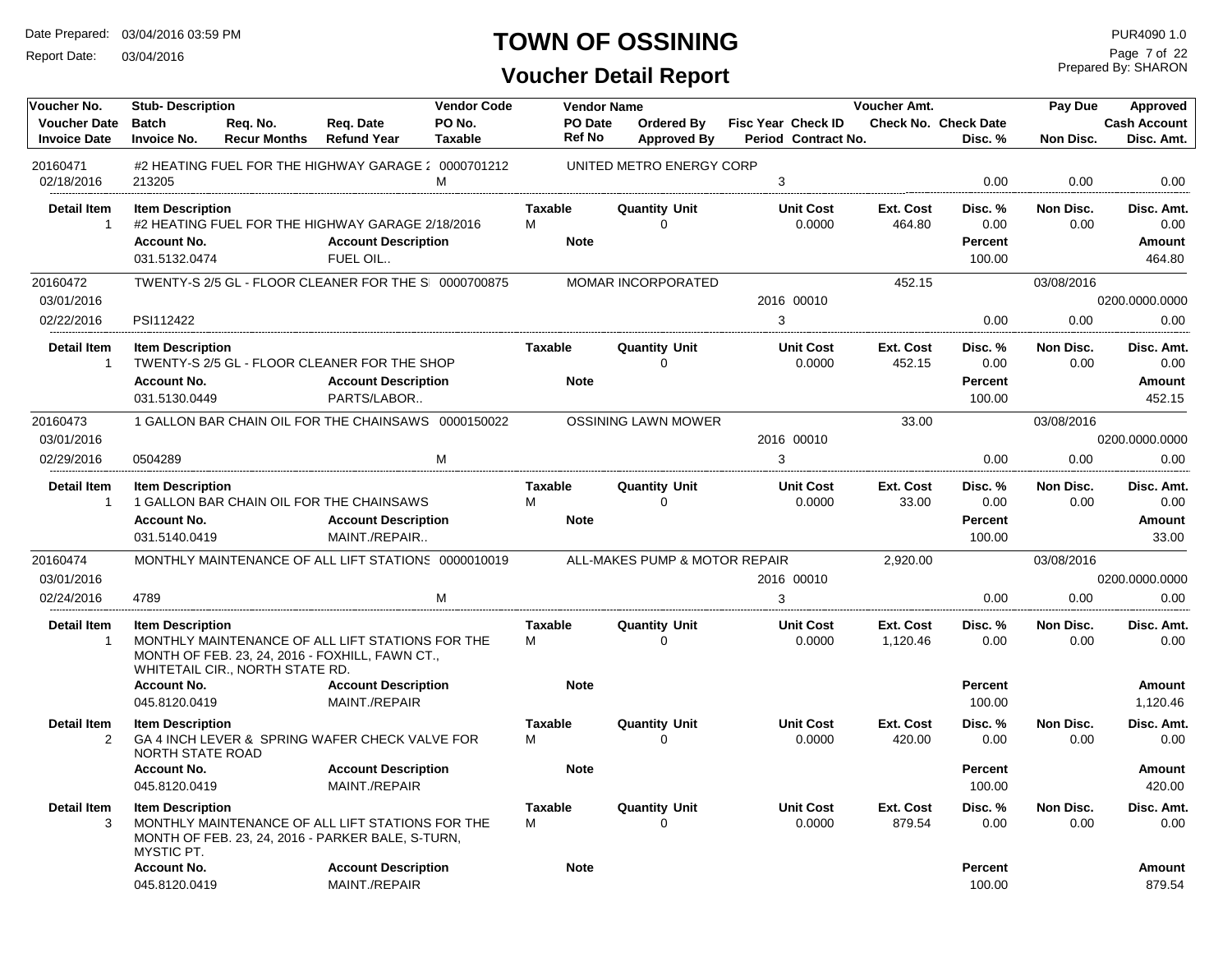# TOWN OF OSSINING

## Voucher Detail Report

Date Prepared: 03/04/2016 03:59 PM
Report Date: 03/04/2016

PUR4090 1.0
Prepared By: SHARON

| Voucher No. / Voucher Date / Invoice Date | Stub-Description / Batch / Invoice No. | Req. No. / Recur Months | Req. Date / Refund Year | Vendor Code / PO No. / Taxable | Vendor Name / PO Date / Ref No | Ordered By / Approved By | Fisc Year / Period | Check ID / Contract No. | Voucher Amt. / Check No. | Check Date / Disc. % | Pay Due / Non Disc. | Approved / Cash Account / Disc. Amt. |
|---|---|---|---|---|---|---|---|---|---|---|---|---|
| 20160471 | #2 HEATING FUEL FOR THE HIGHWAY GARAGE 2 | | | 0000701212 | UNITED METRO ENERGY CORP | | | | | | | |
| 02/18/2016 | 213205 | | | M | | | 3 | | | 0.00 | 0.00 | 0.00 |

| Detail Item | Item Description | Taxable | Quantity Unit | Unit Cost | Ext. Cost | Disc. % | Non Disc. | Disc. Amt. |
|---|---|---|---|---|---|---|---|---|
| 1 | #2 HEATING FUEL FOR THE HIGHWAY GARAGE 2/18/2016 | M | 0 | 0.0000 | 464.80 | 0.00 | 0.00 | 0.00 |

| Account No. | Account Description | Note | Percent | Amount |
|---|---|---|---|---|
| 031.5132.0474 | FUEL OIL.. | | 100.00 | 464.80 |

| Voucher No. / Voucher Date / Invoice Date | Stub-Description / Batch / Invoice No. | Req. No. / Recur Months | Req. Date / Refund Year | Vendor Code / PO No. / Taxable | Vendor Name / PO Date / Ref No | Ordered By / Approved By | Fisc Year / Period | Check ID / Contract No. | Voucher Amt. / Check No. | Check Date / Disc. % | Pay Due / Non Disc. | Approved / Cash Account / Disc. Amt. |
|---|---|---|---|---|---|---|---|---|---|---|---|---|
| 20160472 | TWENTY-S 2/5 GL - FLOOR CLEANER FOR THE S | | | 0000700875 | MOMAR INCORPORATED | | | | 452.15 | | 03/08/2016 | |
| 03/01/2016 | | | | | | | 2016 | 00010 | | | | 0200.0000.0000 |
| 02/22/2016 | PSI112422 | | | | | | 3 | | | 0.00 | 0.00 | 0.00 |

| Detail Item | Item Description | Taxable | Quantity Unit | Unit Cost | Ext. Cost | Disc. % | Non Disc. | Disc. Amt. |
|---|---|---|---|---|---|---|---|---|
| 1 | TWENTY-S 2/5 GL - FLOOR CLEANER FOR THE SHOP | | 0 | 0.0000 | 452.15 | 0.00 | 0.00 | 0.00 |

| Account No. | Account Description | Note | Percent | Amount |
|---|---|---|---|---|
| 031.5130.0449 | PARTS/LABOR.. | | 100.00 | 452.15 |

| Voucher No. / Voucher Date / Invoice Date | Stub-Description / Batch / Invoice No. | Req. No. / Recur Months | Req. Date / Refund Year | Vendor Code / PO No. / Taxable | Vendor Name / PO Date / Ref No | Ordered By / Approved By | Fisc Year / Period | Check ID / Contract No. | Voucher Amt. / Check No. | Check Date / Disc. % | Pay Due / Non Disc. | Approved / Cash Account / Disc. Amt. |
|---|---|---|---|---|---|---|---|---|---|---|---|---|
| 20160473 | 1 GALLON BAR CHAIN OIL FOR THE CHAINSAWS | | | 0000150022 | OSSINING LAWN MOWER | | | | 33.00 | | 03/08/2016 | |
| 03/01/2016 | | | | | | | 2016 | 00010 | | | | 0200.0000.0000 |
| 02/29/2016 | 0504289 | | | M | | | 3 | | | 0.00 | 0.00 | 0.00 |

| Detail Item | Item Description | Taxable | Quantity Unit | Unit Cost | Ext. Cost | Disc. % | Non Disc. | Disc. Amt. |
|---|---|---|---|---|---|---|---|---|
| 1 | 1 GALLON BAR CHAIN OIL FOR THE CHAINSAWS | M | 0 | 0.0000 | 33.00 | 0.00 | 0.00 | 0.00 |

| Account No. | Account Description | Note | Percent | Amount |
|---|---|---|---|---|
| 031.5140.0419 | MAINT./REPAIR.. | | 100.00 | 33.00 |

| Voucher No. / Voucher Date / Invoice Date | Stub-Description / Batch / Invoice No. | Req. No. / Recur Months | Req. Date / Refund Year | Vendor Code / PO No. / Taxable | Vendor Name / PO Date / Ref No | Ordered By / Approved By | Fisc Year / Period | Check ID / Contract No. | Voucher Amt. / Check No. | Check Date / Disc. % | Pay Due / Non Disc. | Approved / Cash Account / Disc. Amt. |
|---|---|---|---|---|---|---|---|---|---|---|---|---|
| 20160474 | MONTHLY MAINTENANCE OF ALL LIFT STATIONS | | | 0000010019 | ALL-MAKES PUMP & MOTOR REPAIR | | | | 2,920.00 | | 03/08/2016 | |
| 03/01/2016 | | | | | | | 2016 | 00010 | | | | 0200.0000.0000 |
| 02/24/2016 | 4789 | | | M | | | 3 | | | 0.00 | 0.00 | 0.00 |

| Detail Item | Item Description | Taxable | Quantity Unit | Unit Cost | Ext. Cost | Disc. % | Non Disc. | Disc. Amt. |
|---|---|---|---|---|---|---|---|---|
| 1 | MONTHLY MAINTENANCE OF ALL LIFT STATIONS FOR THE MONTH OF FEB. 23, 24, 2016 - FOXHILL, FAWN CT., WHITETAIL CIR., NORTH STATE RD. | M | 0 | 0.0000 | 1,120.46 | 0.00 | 0.00 | 0.00 |

| Account No. | Account Description | Note | Percent | Amount |
|---|---|---|---|---|
| 045.8120.0419 | MAINT./REPAIR | | 100.00 | 1,120.46 |

| Detail Item | Item Description | Taxable | Quantity Unit | Unit Cost | Ext. Cost | Disc. % | Non Disc. | Disc. Amt. |
|---|---|---|---|---|---|---|---|---|
| 2 | GA 4 INCH LEVER & SPRING WAFER CHECK VALVE FOR NORTH STATE ROAD | M | 0 | 0.0000 | 420.00 | 0.00 | 0.00 | 0.00 |

| Account No. | Account Description | Note | Percent | Amount |
|---|---|---|---|---|
| 045.8120.0419 | MAINT./REPAIR | | 100.00 | 420.00 |

| Detail Item | Item Description | Taxable | Quantity Unit | Unit Cost | Ext. Cost | Disc. % | Non Disc. | Disc. Amt. |
|---|---|---|---|---|---|---|---|---|
| 3 | MONTHLY MAINTENANCE OF ALL LIFT STATIONS FOR THE MONTH OF FEB. 23, 24, 2016 - PARKER BALE, S-TURN, MYSTIC PT. | M | 0 | 0.0000 | 879.54 | 0.00 | 0.00 | 0.00 |

| Account No. | Account Description | Note | Percent | Amount |
|---|---|---|---|---|
| 045.8120.0419 | MAINT./REPAIR | | 100.00 | 879.54 |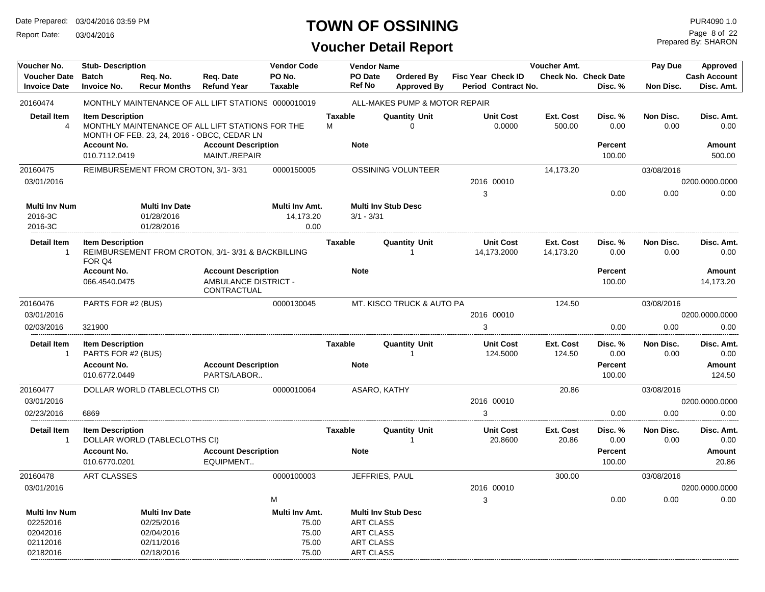# TOWN OF OSSINING

## Voucher Detail Report

Date Prepared: 03/04/2016 03:59 PM
Report Date: 03/04/2016

PUR4090 1.0
Prepared By: SHARON

| Voucher No. / Voucher Date / Invoice Date | Stub- Description / Batch / Invoice No. | Req. No. / Recur Months | Req. Date / Refund Year | Vendor Code / PO No. / Taxable | Vendor Name / PO Date / Ref No | Ordered By / Approved By | Fisc Year / Period | Check ID / Contract No. | Voucher Amt. / Check No. | Check Date / Disc. % | Pay Due / Non Disc. | Approved / Cash Account / Disc. Amt. |
|---|---|---|---|---|---|---|---|---|---|---|---|---|
| 20160474 | MONTHLY MAINTENANCE OF ALL LIFT STATIONS | | | 0000010019 | ALL-MAKES PUMP & MOTOR REPAIR | | | | | | | |

| Detail Item | Item Description | Taxable | Quantity Unit | Unit Cost | Ext. Cost | Disc. % | Non Disc. | Disc. Amt. |
|---|---|---|---|---|---|---|---|---|
| 4 | MONTHLY MAINTENANCE OF ALL LIFT STATIONS FOR THE MONTH OF FEB. 23, 24, 2016 - OBCC, CEDAR LN | M | 0 | 0.0000 | 500.00 | 0.00 | 0.00 | 0.00 |

| Account No. | Account Description | Note | Percent | Amount |
|---|---|---|---|---|
| 010.7112.0419 | MAINT./REPAIR | | 100.00 | 500.00 |

| Voucher No. / Voucher Date / Invoice Date | Stub- Description / Batch / Invoice No. | Req. No. / Recur Months | Req. Date / Refund Year | Vendor Code / PO No. / Taxable | Vendor Name / PO Date / Ref No | Ordered By / Approved By | Fisc Year / Period | Check ID / Contract No. | Voucher Amt. / Check No. | Check Date / Disc. % | Pay Due / Non Disc. | Approved / Cash Account / Disc. Amt. |
|---|---|---|---|---|---|---|---|---|---|---|---|---|
| 20160475 | REIMBURSEMENT FROM CROTON, 3/1- 3/31 | | | 0000150005 | OSSINING VOLUNTEER | | | | 14,173.20 | | 03/08/2016 | |
| 03/01/2016 | | | | | | | 2016 | 00010 | | | | 0200.0000.0000 |
| | | | | | | | 3 | | | 0.00 | 0.00 | 0.00 |

| Multi Inv Num | Multi Inv Date | Multi Inv Amt. | Multi Inv Stub Desc |
|---|---|---|---|
| 2016-3C | 01/28/2016 | 14,173.20 | 3/1 - 3/31 |
| 2016-3C | 01/28/2016 | 0.00 | |

| Detail Item | Item Description | Taxable | Quantity Unit | Unit Cost | Ext. Cost | Disc. % | Non Disc. | Disc. Amt. |
|---|---|---|---|---|---|---|---|---|
| 1 | REIMBURSEMENT FROM CROTON, 3/1- 3/31 & BACKBILLING FOR Q4 | | 1 | 14,173.2000 | 14,173.20 | 0.00 | 0.00 | 0.00 |

| Account No. | Account Description | Note | Percent | Amount |
|---|---|---|---|---|
| 066.4540.0475 | AMBULANCE DISTRICT - CONTRACTUAL | | 100.00 | 14,173.20 |

| Voucher No. / Voucher Date / Invoice Date | Stub- Description / Batch / Invoice No. | Req. No. / Recur Months | Req. Date / Refund Year | Vendor Code / PO No. / Taxable | Vendor Name / PO Date / Ref No | Ordered By / Approved By | Fisc Year / Period | Check ID / Contract No. | Voucher Amt. / Check No. | Check Date / Disc. % | Pay Due / Non Disc. | Approved / Cash Account / Disc. Amt. |
|---|---|---|---|---|---|---|---|---|---|---|---|---|
| 20160476 | PARTS FOR #2 (BUS) | | | 0000130045 | MT. KISCO TRUCK & AUTO PA | | | | 124.50 | | 03/08/2016 | |
| 03/01/2016 | | | | | | | 2016 | 00010 | | | | 0200.0000.0000 |
| 02/03/2016 | 321900 | | | | | | 3 | | | 0.00 | 0.00 | 0.00 |

| Detail Item | Item Description | Taxable | Quantity Unit | Unit Cost | Ext. Cost | Disc. % | Non Disc. | Disc. Amt. |
|---|---|---|---|---|---|---|---|---|
| 1 | PARTS FOR #2 (BUS) | | 1 | 124.5000 | 124.50 | 0.00 | 0.00 | 0.00 |

| Account No. | Account Description | Note | Percent | Amount |
|---|---|---|---|---|
| 010.6772.0449 | PARTS/LABOR.. | | 100.00 | 124.50 |

| Voucher No. / Voucher Date / Invoice Date | Stub- Description / Batch / Invoice No. | Req. No. / Recur Months | Req. Date / Refund Year | Vendor Code / PO No. / Taxable | Vendor Name / PO Date / Ref No | Ordered By / Approved By | Fisc Year / Period | Check ID / Contract No. | Voucher Amt. / Check No. | Check Date / Disc. % | Pay Due / Non Disc. | Approved / Cash Account / Disc. Amt. |
|---|---|---|---|---|---|---|---|---|---|---|---|---|
| 20160477 | DOLLAR WORLD (TABLECLOTHS CI) | | | 0000010064 | ASARO, KATHY | | | | 20.86 | | 03/08/2016 | |
| 03/01/2016 | | | | | | | 2016 | 00010 | | | | 0200.0000.0000 |
| 02/23/2016 | 6869 | | | | | | 3 | | | 0.00 | 0.00 | 0.00 |

| Detail Item | Item Description | Taxable | Quantity Unit | Unit Cost | Ext. Cost | Disc. % | Non Disc. | Disc. Amt. |
|---|---|---|---|---|---|---|---|---|
| 1 | DOLLAR WORLD (TABLECLOTHS CI) | | 1 | 20.8600 | 20.86 | 0.00 | 0.00 | 0.00 |

| Account No. | Account Description | Note | Percent | Amount |
|---|---|---|---|---|
| 010.6770.0201 | EQUIPMENT.. | | 100.00 | 20.86 |

| Voucher No. / Voucher Date / Invoice Date | Stub- Description / Batch / Invoice No. | Req. No. / Recur Months | Req. Date / Refund Year | Vendor Code / PO No. / Taxable | Vendor Name / PO Date / Ref No | Ordered By / Approved By | Fisc Year / Period | Check ID / Contract No. | Voucher Amt. / Check No. | Check Date / Disc. % | Pay Due / Non Disc. | Approved / Cash Account / Disc. Amt. |
|---|---|---|---|---|---|---|---|---|---|---|---|---|
| 20160478 | ART CLASSES | | | 0000100003 | JEFFRIES, PAUL | | | | 300.00 | | 03/08/2016 | |
| 03/01/2016 | | | | | | | 2016 | 00010 | | | | 0200.0000.0000 |
| | | | | M | | | 3 | | | 0.00 | 0.00 | 0.00 |

| Multi Inv Num | Multi Inv Date | Multi Inv Amt. | Multi Inv Stub Desc |
|---|---|---|---|
| 02252016 | 02/25/2016 | 75.00 | ART CLASS |
| 02042016 | 02/04/2016 | 75.00 | ART CLASS |
| 02112016 | 02/11/2016 | 75.00 | ART CLASS |
| 02182016 | 02/18/2016 | 75.00 | ART CLASS |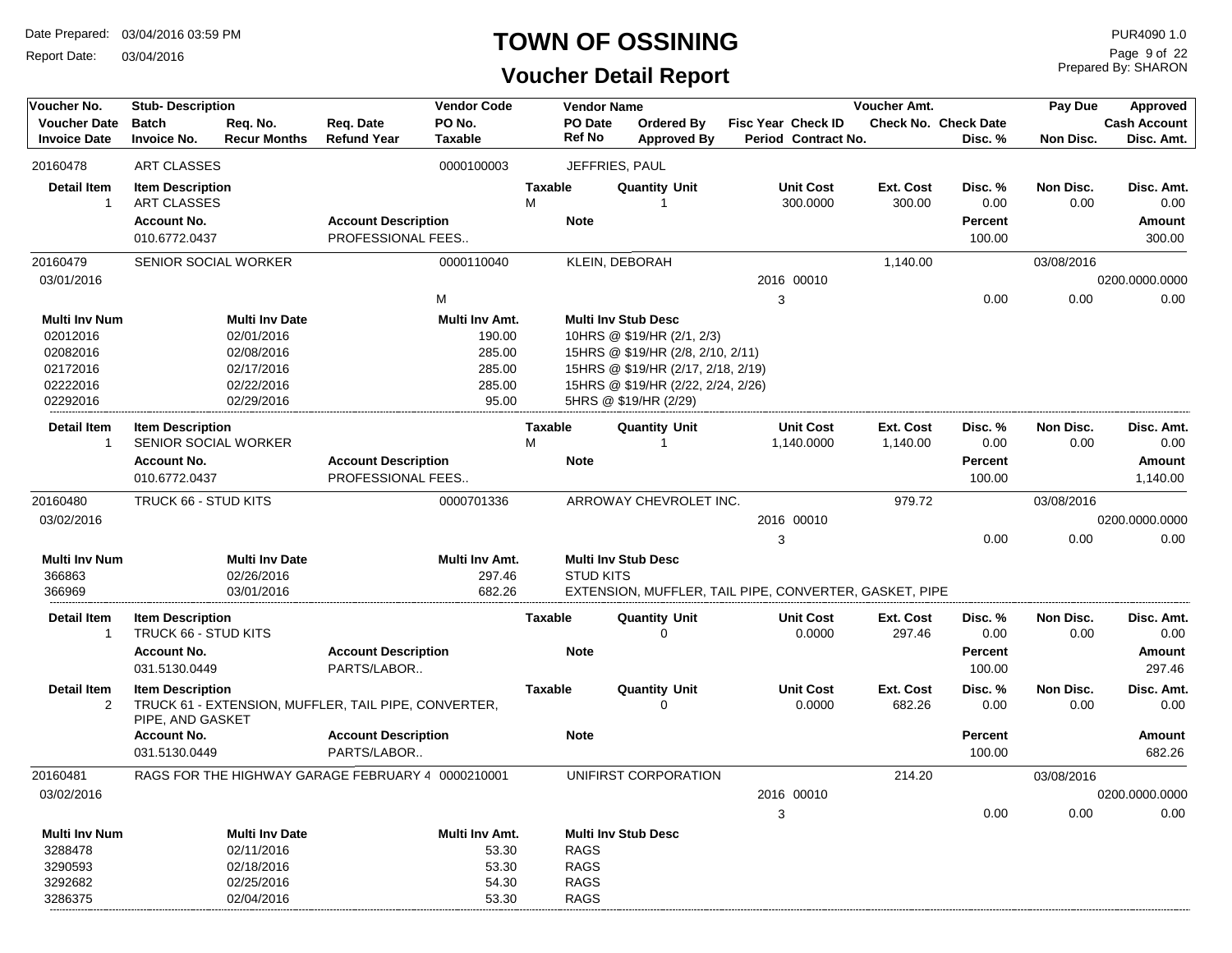# TOWN OF OSSINING

## Voucher Detail Report

Date Prepared: 03/04/2016 03:59 PM
Report Date: 03/04/2016

PUR4090 1.0
Prepared By: SHARON

| Voucher No. / Voucher Date / Invoice Date | Stub- Description / Batch / Invoice No. | Req. No. / Recur Months | Req. Date / Refund Year | Vendor Code / PO No. / Taxable | Vendor Name / PO Date / Ref No | Ordered By / Approved By | Fisc Year / Period | Check ID / Contract No. | Voucher Amt. / Check No. | Check Date / Disc. % | Pay Due / Non Disc. | Approved / Cash Account / Disc. Amt. |
|---|---|---|---|---|---|---|---|---|---|---|---|---|
| 20160478 | ART CLASSES | | | 0000100003 | JEFFRIES, PAUL | | | | | | | |

| Detail Item | Item Description | Taxable | Quantity Unit | Unit Cost | Ext. Cost | Disc. % | Non Disc. | Disc. Amt. |
|---|---|---|---|---|---|---|---|---|
| 1 | ART CLASSES | M | 1 | 300.0000 | 300.00 | 0.00 | 0.00 | 0.00 |

| Account No. | Account Description | Note | Percent | Amount |
|---|---|---|---|---|
| 010.6772.0437 | PROFESSIONAL FEES.. | | 100.00 | 300.00 |

| Voucher No. | Stub- Description | Vendor Code | Vendor Name | Fisc Year | Check ID | Voucher Amt. | Disc. % | Pay Due / Non Disc. | Approved / Cash Account / Disc. Amt. |
|---|---|---|---|---|---|---|---|---|---|
| 20160479 | SENIOR SOCIAL WORKER | 0000110040 | KLEIN, DEBORAH | | | 1,140.00 | | 03/08/2016 | |
| 03/01/2016 | | | | 2016 | 00010 | | | | 0200.0000.0000 |
| | | M | | 3 | | | 0.00 | 0.00 | 0.00 |

| Multi Inv Num | Multi Inv Date | Multi Inv Amt. | Multi Inv Stub Desc |
|---|---|---|---|
| 02012016 | 02/01/2016 | 190.00 | 10HRS @ $19/HR (2/1, 2/3) |
| 02082016 | 02/08/2016 | 285.00 | 15HRS @ $19/HR (2/8, 2/10, 2/11) |
| 02172016 | 02/17/2016 | 285.00 | 15HRS @ $19/HR (2/17, 2/18, 2/19) |
| 02222016 | 02/22/2016 | 285.00 | 15HRS @ $19/HR (2/22, 2/24, 2/26) |
| 02292016 | 02/29/2016 | 95.00 | 5HRS @ $19/HR (2/29) |

| Detail Item | Item Description | Taxable | Quantity Unit | Unit Cost | Ext. Cost | Disc. % | Non Disc. | Disc. Amt. |
|---|---|---|---|---|---|---|---|---|
| 1 | SENIOR SOCIAL WORKER | M | 1 | 1,140.0000 | 1,140.00 | 0.00 | 0.00 | 0.00 |

| Account No. | Account Description | Note | Percent | Amount |
|---|---|---|---|---|
| 010.6772.0437 | PROFESSIONAL FEES.. | | 100.00 | 1,140.00 |

| Voucher No. | Stub- Description | Vendor Code | Vendor Name | Fisc Year | Check ID | Voucher Amt. | Disc. % | Pay Due / Non Disc. | Approved / Cash Account / Disc. Amt. |
|---|---|---|---|---|---|---|---|---|---|
| 20160480 | TRUCK 66 - STUD KITS | 0000701336 | ARROWAY CHEVROLET INC. | | | 979.72 | | 03/08/2016 | |
| 03/02/2016 | | | | 2016 | 00010 | | | | 0200.0000.0000 |
| | | | | 3 | | | 0.00 | 0.00 | 0.00 |

| Multi Inv Num | Multi Inv Date | Multi Inv Amt. | Multi Inv Stub Desc |
|---|---|---|---|
| 366863 | 02/26/2016 | 297.46 | STUD KITS |
| 366969 | 03/01/2016 | 682.26 | EXTENSION, MUFFLER, TAIL PIPE, CONVERTER, GASKET, PIPE |

| Detail Item | Item Description | Taxable | Quantity Unit | Unit Cost | Ext. Cost | Disc. % | Non Disc. | Disc. Amt. |
|---|---|---|---|---|---|---|---|---|
| 1 | TRUCK 66 - STUD KITS | | 0 | 0.0000 | 297.46 | 0.00 | 0.00 | 0.00 |

| Account No. | Account Description | Note | Percent | Amount |
|---|---|---|---|---|
| 031.5130.0449 | PARTS/LABOR.. | | 100.00 | 297.46 |

| Detail Item | Item Description | Taxable | Quantity Unit | Unit Cost | Ext. Cost | Disc. % | Non Disc. | Disc. Amt. |
|---|---|---|---|---|---|---|---|---|
| 2 | TRUCK 61 - EXTENSION, MUFFLER, TAIL PIPE, CONVERTER, PIPE, AND GASKET | | 0 | 0.0000 | 682.26 | 0.00 | 0.00 | 0.00 |

| Account No. | Account Description | Note | Percent | Amount |
|---|---|---|---|---|
| 031.5130.0449 | PARTS/LABOR.. | | 100.00 | 682.26 |

| Voucher No. | Stub- Description | Vendor Code | Vendor Name | Fisc Year | Check ID | Voucher Amt. | Disc. % | Pay Due / Non Disc. | Approved / Cash Account / Disc. Amt. |
|---|---|---|---|---|---|---|---|---|---|
| 20160481 | RAGS FOR THE HIGHWAY GARAGE FEBRUARY 4 | 0000210001 | UNIFIRST CORPORATION | | | 214.20 | | 03/08/2016 | |
| 03/02/2016 | | | | 2016 | 00010 | | | | 0200.0000.0000 |
| | | | | 3 | | | 0.00 | 0.00 | 0.00 |

| Multi Inv Num | Multi Inv Date | Multi Inv Amt. | Multi Inv Stub Desc |
|---|---|---|---|
| 3288478 | 02/11/2016 | 53.30 | RAGS |
| 3290593 | 02/18/2016 | 53.30 | RAGS |
| 3292682 | 02/25/2016 | 54.30 | RAGS |
| 3286375 | 02/04/2016 | 53.30 | RAGS |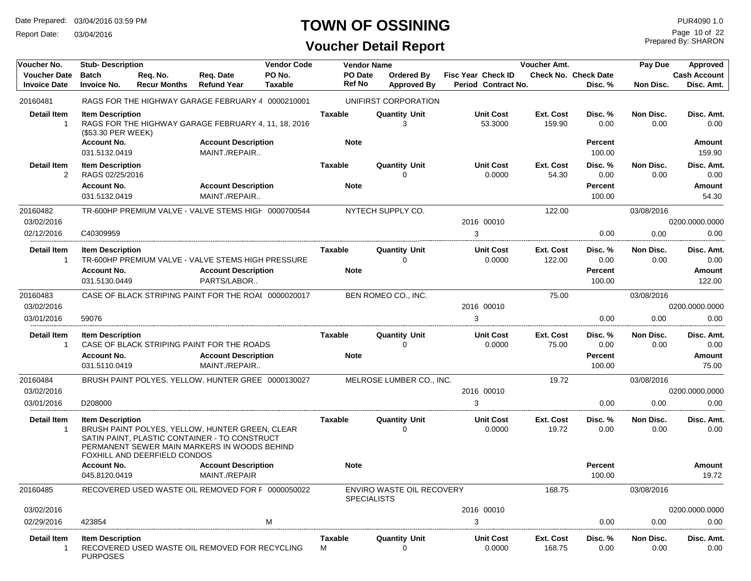# TOWN OF OSSINING

## Voucher Detail Report

Date Prepared: 03/04/2016 03:59 PM
Report Date: 03/04/2016
PUR4090 1.0
Prepared By: SHARON

| Voucher No. | Stub- Description | | | Vendor Code | Vendor Name | | | Voucher Amt. | | Pay Due | Approved |
|---|---|---|---|---|---|---|---|---|---|---|---|
| Voucher Date | Batch | Req. No. | Req. Date | PO No. | PO Date | Ordered By | Fisc Year Check ID | Check No. Check Date | | | Cash Account |
| Invoice Date | Invoice No. | Recur Months | Refund Year | Taxable | Ref No | Approved By | Period Contract No. | | Disc. % | Non Disc. | Disc. Amt. |
| 20160481 | RAGS FOR THE HIGHWAY GARAGE FEBRUARY 4 | | | 0000210001 | UNIFIRST CORPORATION | | | | | | |

| Detail Item | Item Description | Taxable | Quantity Unit | Unit Cost | Ext. Cost | Disc. % | Non Disc. | Disc. Amt. |
|---|---|---|---|---|---|---|---|---|
| 1 | RAGS FOR THE HIGHWAY GARAGE FEBRUARY 4, 11, 18, 2016 ($53.30 PER WEEK) | | 3 | 53.3000 | 159.90 | 0.00 | 0.00 | 0.00 |

| Account No. | Account Description | Note | Percent | Amount |
|---|---|---|---|---|
| 031.5132.0419 | MAINT./REPAIR.. | | 100.00 | 159.90 |

| Detail Item | Item Description | Taxable | Quantity Unit | Unit Cost | Ext. Cost | Disc. % | Non Disc. | Disc. Amt. |
|---|---|---|---|---|---|---|---|---|
| 2 | RAGS 02/25/2016 | | 0 | 0.0000 | 54.30 | 0.00 | 0.00 | 0.00 |

| Account No. | Account Description | Note | Percent | Amount |
|---|---|---|---|---|
| 031.5132.0419 | MAINT./REPAIR.. | | 100.00 | 54.30 |

| Voucher No. | Stub- Description | Vendor Code | Vendor Name | Fisc Year Check ID | Voucher Amt. | Disc. % | Pay Due | Approved |
|---|---|---|---|---|---|---|---|---|
| 20160482 | TR-600HP PREMIUM VALVE - VALVE STEMS HIGH | 0000700544 | NYTECH SUPPLY CO. | | 122.00 | | 03/08/2016 | |
| 03/02/2016 | | | | 2016 00010 | | | | 0200.0000.0000 |
| 02/12/2016 | C40309959 | | | 3 | | 0.00 | 0.00 | 0.00 |

| Detail Item | Item Description | Taxable | Quantity Unit | Unit Cost | Ext. Cost | Disc. % | Non Disc. | Disc. Amt. |
|---|---|---|---|---|---|---|---|---|
| 1 | TR-600HP PREMIUM VALVE - VALVE STEMS HIGH PRESSURE | | 0 | 0.0000 | 122.00 | 0.00 | 0.00 | 0.00 |

| Account No. | Account Description | Note | Percent | Amount |
|---|---|---|---|---|
| 031.5130.0449 | PARTS/LABOR.. | | 100.00 | 122.00 |

| Voucher No. | Stub- Description | Vendor Code | Vendor Name | Fisc Year Check ID | Voucher Amt. | Disc. % | Pay Due | Approved |
|---|---|---|---|---|---|---|---|---|
| 20160483 | CASE OF BLACK STRIPING PAINT FOR THE ROAI | 0000020017 | BEN ROMEO CO., INC. | | 75.00 | | 03/08/2016 | |
| 03/02/2016 | | | | 2016 00010 | | | | 0200.0000.0000 |
| 03/01/2016 | 59076 | | | 3 | | 0.00 | 0.00 | 0.00 |

| Detail Item | Item Description | Taxable | Quantity Unit | Unit Cost | Ext. Cost | Disc. % | Non Disc. | Disc. Amt. |
|---|---|---|---|---|---|---|---|---|
| 1 | CASE OF BLACK STRIPING PAINT FOR THE ROADS | | 0 | 0.0000 | 75.00 | 0.00 | 0.00 | 0.00 |

| Account No. | Account Description | Note | Percent | Amount |
|---|---|---|---|---|
| 031.5110.0419 | MAINT./REPAIR.. | | 100.00 | 75.00 |

| Voucher No. | Stub- Description | Vendor Code | Vendor Name | Fisc Year Check ID | Voucher Amt. | Disc. % | Pay Due | Approved |
|---|---|---|---|---|---|---|---|---|
| 20160484 | BRUSH PAINT POLYES, YELLOW, HUNTER GREE | 0000130027 | MELROSE LUMBER CO., INC. | | 19.72 | | 03/08/2016 | |
| 03/02/2016 | | | | 2016 00010 | | | | 0200.0000.0000 |
| 03/01/2016 | D208000 | | | 3 | | 0.00 | 0.00 | 0.00 |

| Detail Item | Item Description | Taxable | Quantity Unit | Unit Cost | Ext. Cost | Disc. % | Non Disc. | Disc. Amt. |
|---|---|---|---|---|---|---|---|---|
| 1 | BRUSH PAINT POLYES, YELLOW, HUNTER GREEN, CLEAR SATIN PAINT, PLASTIC CONTAINER - TO CONSTRUCT PERMANENT SEWER MAIN MARKERS IN WOODS BEHIND FOXHILL AND DEERFIELD CONDOS | | 0 | 0.0000 | 19.72 | 0.00 | 0.00 | 0.00 |

| Account No. | Account Description | Note | Percent | Amount |
|---|---|---|---|---|
| 045.8120.0419 | MAINT./REPAIR | | 100.00 | 19.72 |

| Voucher No. | Stub- Description | Vendor Code | Taxable | Vendor Name | Fisc Year Check ID | Voucher Amt. | Disc. % | Pay Due | Approved |
|---|---|---|---|---|---|---|---|---|---|
| 20160485 | RECOVERED USED WASTE OIL REMOVED FOR F | 0000050022 | | ENVIRO WASTE OIL RECOVERY SPECIALISTS | | 168.75 | | 03/08/2016 | |
| 03/02/2016 | | | | | 2016 00010 | | | | 0200.0000.0000 |
| 02/29/2016 | 423854 | | M | | 3 | | 0.00 | 0.00 | 0.00 |

| Detail Item | Item Description | Taxable | Quantity Unit | Unit Cost | Ext. Cost | Disc. % | Non Disc. | Disc. Amt. |
|---|---|---|---|---|---|---|---|---|
| 1 | RECOVERED USED WASTE OIL REMOVED FOR RECYCLING PURPOSES | M | 0 | 0.0000 | 168.75 | 0.00 | 0.00 | 0.00 |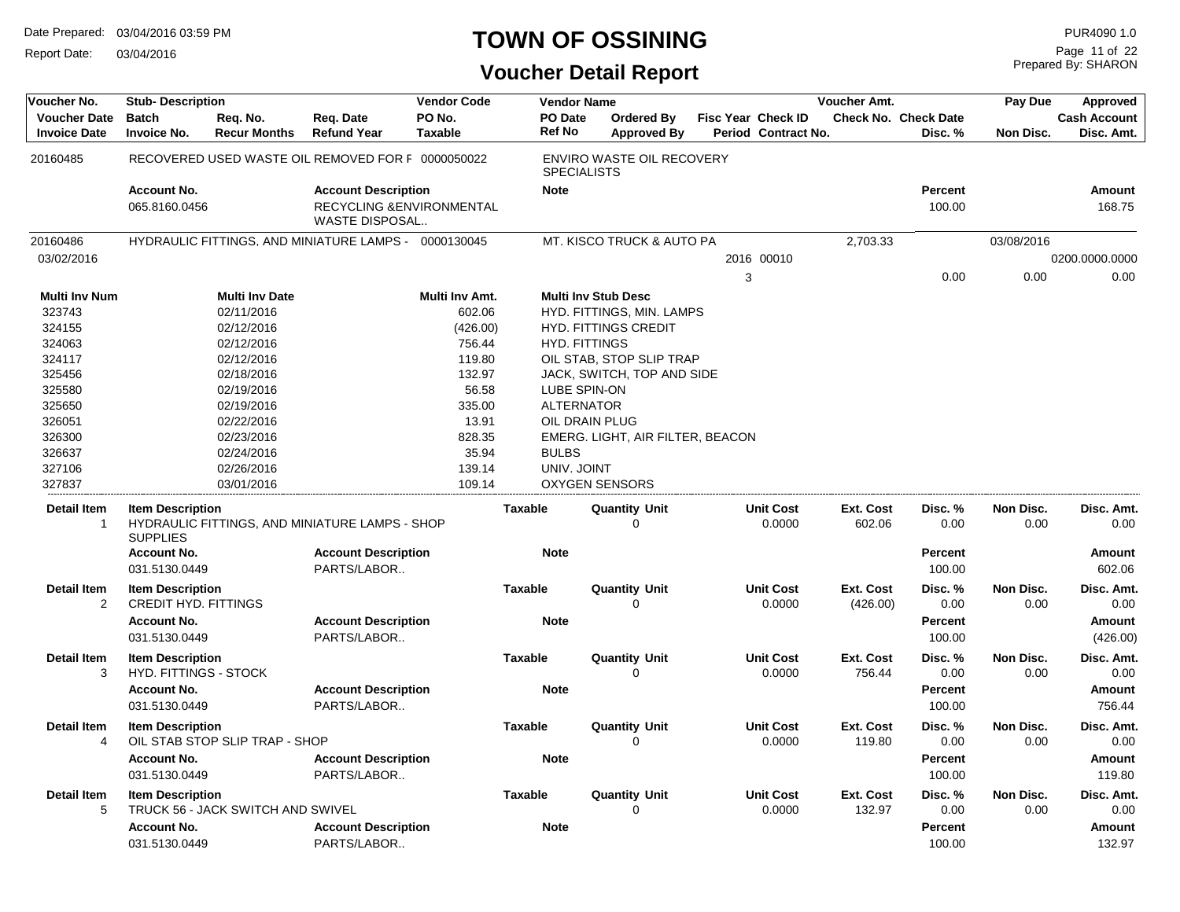# TOWN OF OSSINING

## Voucher Detail Report

Date Prepared: 03/04/2016 03:59 PM
Report Date: 03/04/2016

PUR4090 1.0
Prepared By: SHARON

| Voucher No. | Stub- Description | Req. No. | Req. Date | Vendor Code | Vendor Name | | Fisc Year Check ID | Voucher Amt. | | Pay Due | Approved |
|---|---|---|---|---|---|---|---|---|---|---|---|
| Voucher Date | Batch | Req. No. | Req. Date | PO No. | PO Date | Ordered By | Fisc Year Check ID | Check No. | Check Date | | Cash Account |
| Invoice Date | Invoice No. | Recur Months | Refund Year | Taxable | Ref No | Approved By | Period Contract No. | | Disc. % | Non Disc. | Disc. Amt. |

**20160485** — RECOVERED USED WASTE OIL REMOVED FOR F — 0000050022 — ENVIRO WASTE OIL RECOVERY SPECIALISTS

| Account No. | Account Description | Note | Percent | Amount |
|---|---|---|---|---|
| 065.8160.0456 | RECYCLING &ENVIRONMENTAL WASTE DISPOSAL.. | | 100.00 | 168.75 |

**20160486** — HYDRAULIC FITTINGS, AND MINIATURE LAMPS - — 0000130045 — MT. KISCO TRUCK & AUTO PA — Voucher Amt. 2,703.33 — Pay Due 03/08/2016

03/02/2016 — Fisc Year 2016, Check ID 00010 — Cash Account 0200.0000.0000

Period 3 — Disc. % 0.00 — Non Disc. 0.00 — Disc. Amt. 0.00

| Multi Inv Num | Multi Inv Date | Multi Inv Amt. | Multi Inv Stub Desc |
|---|---|---|---|
| 323743 | 02/11/2016 | 602.06 | HYD. FITTINGS, MIN. LAMPS |
| 324155 | 02/12/2016 | (426.00) | HYD. FITTINGS CREDIT |
| 324063 | 02/12/2016 | 756.44 | HYD. FITTINGS |
| 324117 | 02/12/2016 | 119.80 | OIL STAB, STOP SLIP TRAP |
| 325456 | 02/18/2016 | 132.97 | JACK, SWITCH, TOP AND SIDE |
| 325580 | 02/19/2016 | 56.58 | LUBE SPIN-ON |
| 325650 | 02/19/2016 | 335.00 | ALTERNATOR |
| 326051 | 02/22/2016 | 13.91 | OIL DRAIN PLUG |
| 326300 | 02/23/2016 | 828.35 | EMERG. LIGHT, AIR FILTER, BEACON |
| 326637 | 02/24/2016 | 35.94 | BULBS |
| 327106 | 02/26/2016 | 139.14 | UNIV. JOINT |
| 327837 | 03/01/2016 | 109.14 | OXYGEN SENSORS |

| Detail Item | Item Description | Taxable | Quantity Unit | Unit Cost | Ext. Cost | Disc. % | Non Disc. | Disc. Amt. |
|---|---|---|---|---|---|---|---|---|
| 1 | HYDRAULIC FITTINGS, AND MINIATURE LAMPS - SHOP SUPPLIES | | 0 | 0.0000 | 602.06 | 0.00 | 0.00 | 0.00 |

| Account No. | Account Description | Note | Percent | Amount |
|---|---|---|---|---|
| 031.5130.0449 | PARTS/LABOR.. | | 100.00 | 602.06 |

| Detail Item | Item Description | Taxable | Quantity Unit | Unit Cost | Ext. Cost | Disc. % | Non Disc. | Disc. Amt. |
|---|---|---|---|---|---|---|---|---|
| 2 | CREDIT HYD. FITTINGS | | 0 | 0.0000 | (426.00) | 0.00 | 0.00 | 0.00 |

| Account No. | Account Description | Note | Percent | Amount |
|---|---|---|---|---|
| 031.5130.0449 | PARTS/LABOR.. | | 100.00 | (426.00) |

| Detail Item | Item Description | Taxable | Quantity Unit | Unit Cost | Ext. Cost | Disc. % | Non Disc. | Disc. Amt. |
|---|---|---|---|---|---|---|---|---|
| 3 | HYD. FITTINGS - STOCK | | 0 | 0.0000 | 756.44 | 0.00 | 0.00 | 0.00 |

| Account No. | Account Description | Note | Percent | Amount |
|---|---|---|---|---|
| 031.5130.0449 | PARTS/LABOR.. | | 100.00 | 756.44 |

| Detail Item | Item Description | Taxable | Quantity Unit | Unit Cost | Ext. Cost | Disc. % | Non Disc. | Disc. Amt. |
|---|---|---|---|---|---|---|---|---|
| 4 | OIL STAB STOP SLIP TRAP - SHOP | | 0 | 0.0000 | 119.80 | 0.00 | 0.00 | 0.00 |

| Account No. | Account Description | Note | Percent | Amount |
|---|---|---|---|---|
| 031.5130.0449 | PARTS/LABOR.. | | 100.00 | 119.80 |

| Detail Item | Item Description | Taxable | Quantity Unit | Unit Cost | Ext. Cost | Disc. % | Non Disc. | Disc. Amt. |
|---|---|---|---|---|---|---|---|---|
| 5 | TRUCK 56 - JACK SWITCH AND SWIVEL | | 0 | 0.0000 | 132.97 | 0.00 | 0.00 | 0.00 |

| Account No. | Account Description | Note | Percent | Amount |
|---|---|---|---|---|
| 031.5130.0449 | PARTS/LABOR.. | | 100.00 | 132.97 |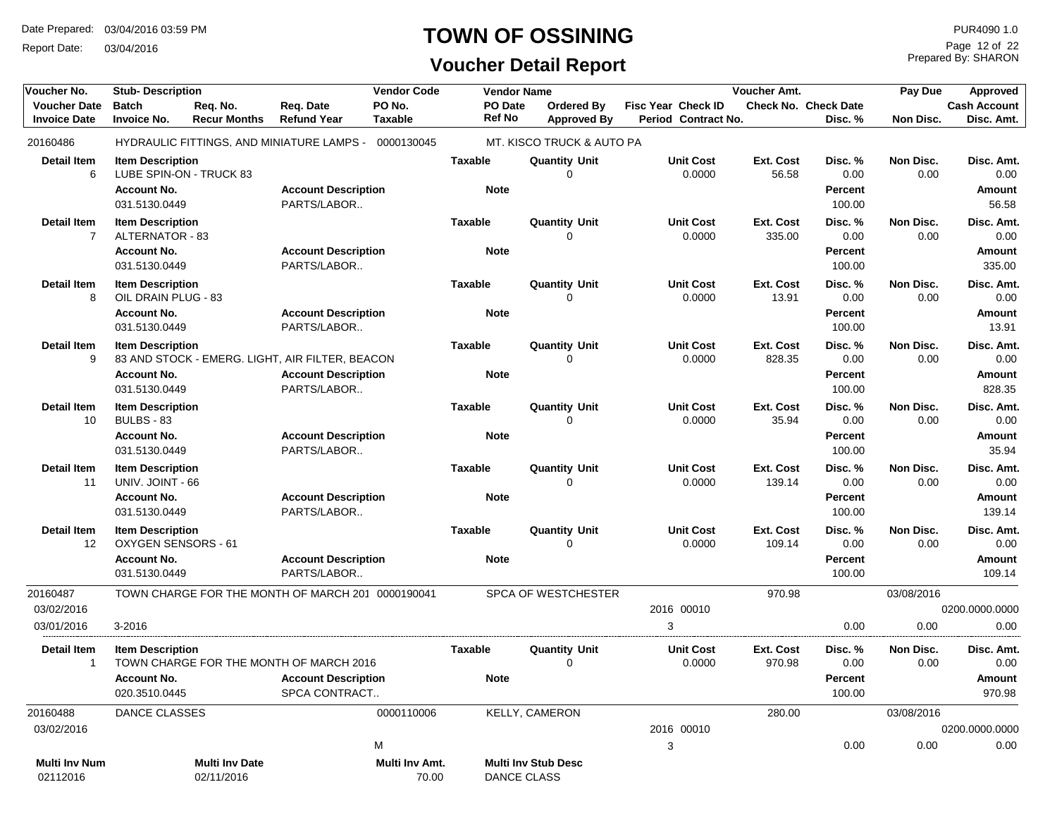# TOWN OF OSSINING

## Voucher Detail Report

Date Prepared: 03/04/2016 03:59 PM
Report Date: 03/04/2016
PUR4090 1.0
Prepared By: SHARON

| Voucher No. | Stub- Description | | | Vendor Code | Vendor Name | | | | Voucher Amt. | | Pay Due | Approved |
|---|---|---|---|---|---|---|---|---|---|---|---|---|
| Voucher Date | Batch | Req. No. | Req. Date | PO No. | PO Date | Ordered By | Fisc Year Check ID | | Check No. | Check Date | | Cash Account |
| Invoice Date | Invoice No. | Recur Months | Refund Year | Taxable | Ref No | Approved By | Period Contract No. | | | Disc. % | Non Disc. | Disc. Amt. |
| 20160486 | HYDRAULIC FITTINGS, AND MINIATURE LAMPS - | | | 0000130045 | MT. KISCO TRUCK & AUTO PA | | | | | | | |

| Detail Item | Item Description | Account No. | Account Description | Taxable | Note | Quantity Unit | Unit Cost | Ext. Cost | Disc. % | Percent | Non Disc. | Disc. Amt. | Amount |
|---|---|---|---|---|---|---|---|---|---|---|---|---|---|
| 6 | LUBE SPIN-ON - TRUCK 83 | 031.5130.0449 | PARTS/LABOR.. | | | 0 | 0.0000 | 56.58 | 0.00 | 100.00 | 0.00 | 0.00 | 56.58 |
| 7 | ALTERNATOR - 83 | 031.5130.0449 | PARTS/LABOR.. | | | 0 | 0.0000 | 335.00 | 0.00 | 100.00 | 0.00 | 0.00 | 335.00 |
| 8 | OIL DRAIN PLUG - 83 | 031.5130.0449 | PARTS/LABOR.. | | | 0 | 0.0000 | 13.91 | 0.00 | 100.00 | 0.00 | 0.00 | 13.91 |
| 9 | 83 AND STOCK - EMERG. LIGHT, AIR FILTER, BEACON | 031.5130.0449 | PARTS/LABOR.. | | | 0 | 0.0000 | 828.35 | 0.00 | 100.00 | 0.00 | 0.00 | 828.35 |
| 10 | BULBS - 83 | 031.5130.0449 | PARTS/LABOR.. | | | 0 | 0.0000 | 35.94 | 0.00 | 100.00 | 0.00 | 0.00 | 35.94 |
| 11 | UNIV. JOINT - 66 | 031.5130.0449 | PARTS/LABOR.. | | | 0 | 0.0000 | 139.14 | 0.00 | 100.00 | 0.00 | 0.00 | 139.14 |
| 12 | OXYGEN SENSORS - 61 | 031.5130.0449 | PARTS/LABOR.. | | | 0 | 0.0000 | 109.14 | 0.00 | 100.00 | 0.00 | 0.00 | 109.14 |

| Voucher No. | Stub- Description | Vendor Code | Vendor Name | Fisc Year Check ID | Voucher Amt. | Pay Due | Approved |
|---|---|---|---|---|---|---|---|
| 20160487 | TOWN CHARGE FOR THE MONTH OF MARCH 201 | 0000190041 | SPCA OF WESTCHESTER | | 970.98 | 03/08/2016 | |
| 03/02/2016 | | | | 2016 00010 | | | 0200.0000.0000 |
| 03/01/2016 | 3-2016 | | | 3 | | Disc. % 0.00 / Non Disc. 0.00 | 0.00 |

| Detail Item | Item Description | Account No. | Account Description | Taxable | Note | Quantity Unit | Unit Cost | Ext. Cost | Disc. % | Percent | Non Disc. | Disc. Amt. | Amount |
|---|---|---|---|---|---|---|---|---|---|---|---|---|---|
| 1 | TOWN CHARGE FOR THE MONTH OF MARCH 2016 | 020.3510.0445 | SPCA CONTRACT.. | | | 0 | 0.0000 | 970.98 | 0.00 | 100.00 | 0.00 | 0.00 | 970.98 |

| Voucher No. | Stub- Description | Vendor Code | Vendor Name | Fisc Year Check ID | Voucher Amt. | Pay Due | Approved |
|---|---|---|---|---|---|---|---|
| 20160488 | DANCE CLASSES | 0000110006 | KELLY, CAMERON | | 280.00 | 03/08/2016 | |
| 03/02/2016 | | | | 2016 00010 | | | 0200.0000.0000 |
| | | M | | 3 | | Disc. % 0.00 / Non Disc. 0.00 | 0.00 |

| Multi Inv Num | Multi Inv Date | Multi Inv Amt. | Multi Inv Stub Desc |
|---|---|---|---|
| 02112016 | 02/11/2016 | 70.00 | DANCE CLASS |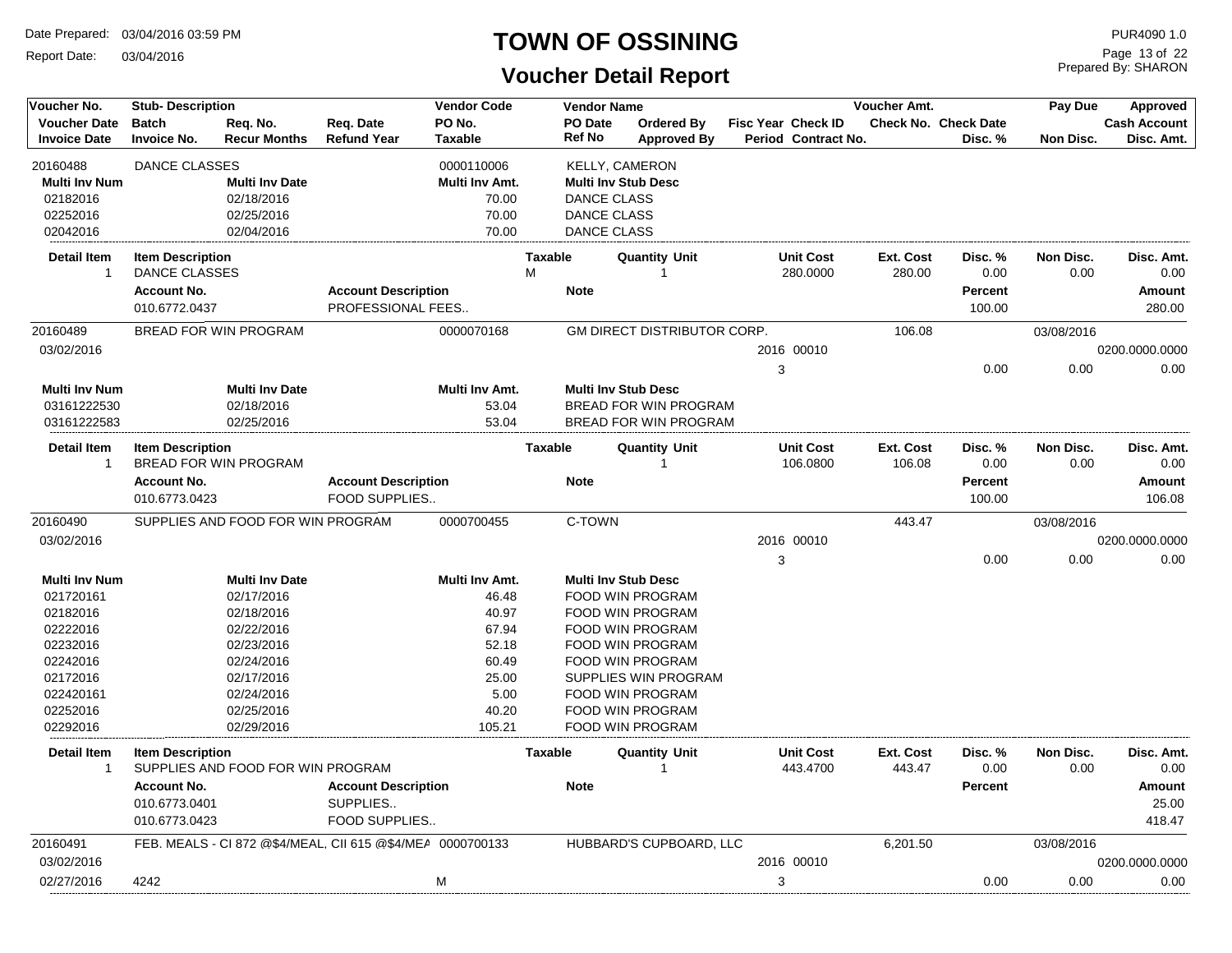# TOWN OF OSSINING

## Voucher Detail Report

Date Prepared: 03/04/2016 03:59 PM
Report Date: 03/04/2016
PUR4090 1.0
Prepared By: SHARON

| Voucher No. | Stub- Description | | | Vendor Code | Vendor Name | | | | Voucher Amt. | | Pay Due | Approved |
|---|---|---|---|---|---|---|---|---|---|---|---|---|
| **Voucher Date** | **Batch** | **Req. No.** | **Req. Date** | **PO No.** | **PO Date** | **Ordered By** | **Fisc Year** | **Check ID** | **Check No.** | **Check Date** | | **Cash Account** |
| **Invoice Date** | **Invoice No.** | **Recur Months** | **Refund Year** | **Taxable** | **Ref No** | **Approved By** | **Period** | **Contract No.** | | **Disc. %** | **Non Disc.** | **Disc. Amt.** |

### 20160488 — DANCE CLASSES — 0000110006 — KELLY, CAMERON

| Multi Inv Num | Multi Inv Date | Multi Inv Amt. | Multi Inv Stub Desc |
|---|---|---|---|
| 02182016 | 02/18/2016 | 70.00 | DANCE CLASS |
| 02252016 | 02/25/2016 | 70.00 | DANCE CLASS |
| 02042016 | 02/04/2016 | 70.00 | DANCE CLASS |

| Detail Item | Item Description | Taxable | Quantity | Unit | Unit Cost | Ext. Cost | Disc. % | Non Disc. | Disc. Amt. |
|---|---|---|---|---|---|---|---|---|---|
| 1 | DANCE CLASSES | M | 1 | | 280.0000 | 280.00 | 0.00 | 0.00 | 0.00 |

| Account No. | Account Description | Note | Percent | Amount |
|---|---|---|---|---|
| 010.6772.0437 | PROFESSIONAL FEES.. | | 100.00 | 280.00 |

### 20160489 — BREAD FOR WIN PROGRAM — 0000070168 — GM DIRECT DISTRIBUTOR CORP.

Voucher Amt.: 106.08 — Pay Due: 03/08/2016
Voucher Date: 03/02/2016 — Fisc Year: 2016 — Check ID: 00010 — Cash Account: 0200.0000.0000
Period: 3 — Disc. %: 0.00 — Non Disc.: 0.00 — Disc. Amt.: 0.00

| Multi Inv Num | Multi Inv Date | Multi Inv Amt. | Multi Inv Stub Desc |
|---|---|---|---|
| 03161222530 | 02/18/2016 | 53.04 | BREAD FOR WIN PROGRAM |
| 03161222583 | 02/25/2016 | 53.04 | BREAD FOR WIN PROGRAM |

| Detail Item | Item Description | Taxable | Quantity | Unit | Unit Cost | Ext. Cost | Disc. % | Non Disc. | Disc. Amt. |
|---|---|---|---|---|---|---|---|---|---|
| 1 | BREAD FOR WIN PROGRAM | | 1 | | 106.0800 | 106.08 | 0.00 | 0.00 | 0.00 |

| Account No. | Account Description | Note | Percent | Amount |
|---|---|---|---|---|
| 010.6773.0423 | FOOD SUPPLIES.. | | 100.00 | 106.08 |

### 20160490 — SUPPLIES AND FOOD FOR WIN PROGRAM — 0000700455 — C-TOWN

Voucher Amt.: 443.47 — Pay Due: 03/08/2016
Voucher Date: 03/02/2016 — Fisc Year: 2016 — Check ID: 00010 — Cash Account: 0200.0000.0000
Period: 3 — Disc. %: 0.00 — Non Disc.: 0.00 — Disc. Amt.: 0.00

| Multi Inv Num | Multi Inv Date | Multi Inv Amt. | Multi Inv Stub Desc |
|---|---|---|---|
| 021720161 | 02/17/2016 | 46.48 | FOOD WIN PROGRAM |
| 02182016 | 02/18/2016 | 40.97 | FOOD WIN PROGRAM |
| 02222016 | 02/22/2016 | 67.94 | FOOD WIN PROGRAM |
| 02232016 | 02/23/2016 | 52.18 | FOOD WIN PROGRAM |
| 02242016 | 02/24/2016 | 60.49 | FOOD WIN PROGRAM |
| 02172016 | 02/17/2016 | 25.00 | SUPPLIES WIN PROGRAM |
| 022420161 | 02/24/2016 | 5.00 | FOOD WIN PROGRAM |
| 02252016 | 02/25/2016 | 40.20 | FOOD WIN PROGRAM |
| 02292016 | 02/29/2016 | 105.21 | FOOD WIN PROGRAM |

| Detail Item | Item Description | Taxable | Quantity | Unit | Unit Cost | Ext. Cost | Disc. % | Non Disc. | Disc. Amt. |
|---|---|---|---|---|---|---|---|---|---|
| 1 | SUPPLIES AND FOOD FOR WIN PROGRAM | | 1 | | 443.4700 | 443.47 | 0.00 | 0.00 | 0.00 |

| Account No. | Account Description | Note | Percent | Amount |
|---|---|---|---|---|
| 010.6773.0401 | SUPPLIES.. | | | 25.00 |
| 010.6773.0423 | FOOD SUPPLIES.. | | | 418.47 |

### 20160491 — FEB. MEALS - CI 872 @$4/MEAL, CII 615 @$4/MEA — 0000700133 — HUBBARD'S CUPBOARD, LLC

Voucher Amt.: 6,201.50 — Pay Due: 03/08/2016
Voucher Date: 03/02/2016 — Fisc Year: 2016 — Check ID: 00010 — Cash Account: 0200.0000.0000
Invoice Date: 02/27/2016 — Invoice No.: 4242 — Taxable: M — Period: 3 — Disc. %: 0.00 — Non Disc.: 0.00 — Disc. Amt.: 0.00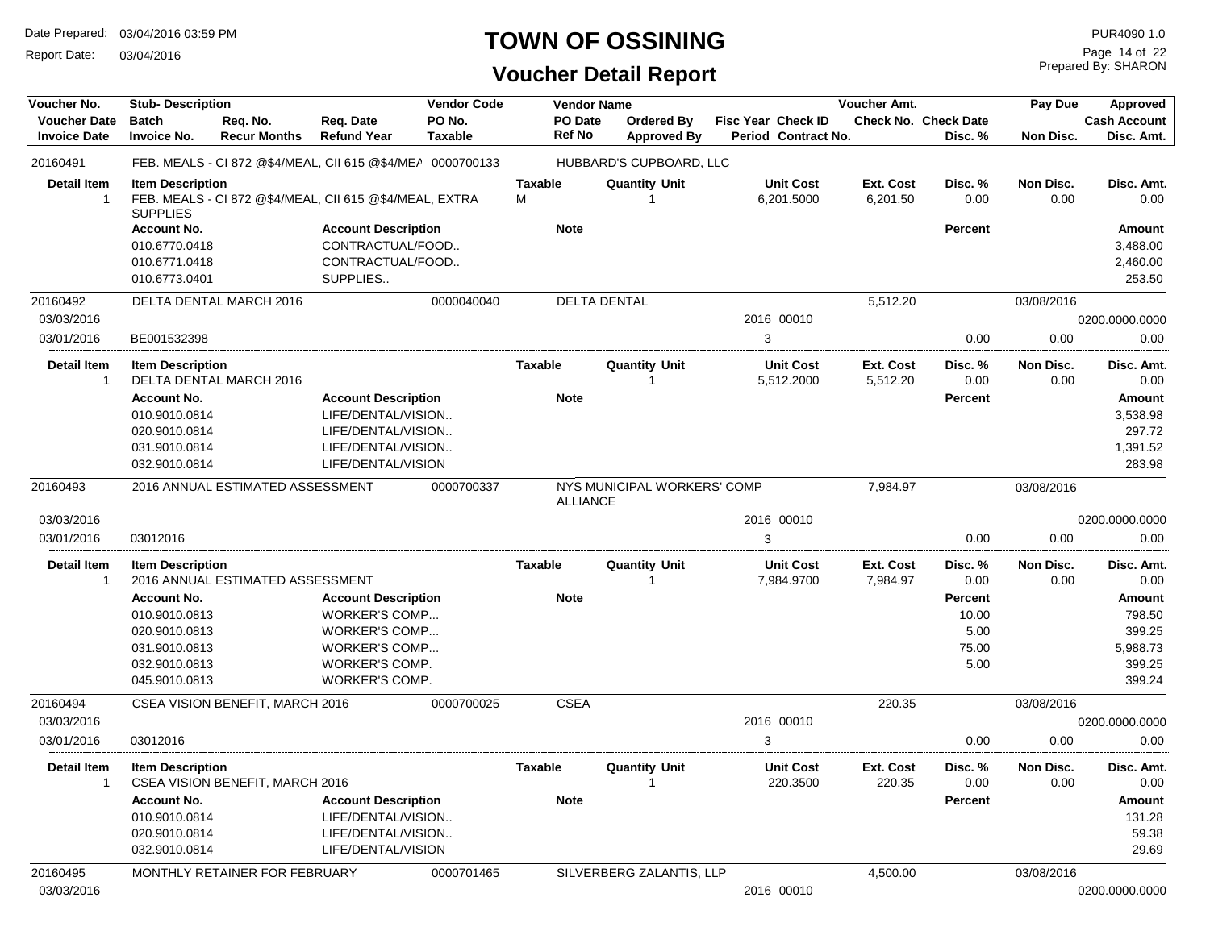# TOWN OF OSSINING

## Voucher Detail Report

Date Prepared: 03/04/2016 03:59 PM
Report Date: 03/04/2016

PUR4090 1.0
Prepared By: SHARON

| Voucher No. | Stub- Description | Req. No. | Req. Date | Vendor Code | Vendor Name | | Fisc Year | Check ID | Voucher Amt. | | Pay Due | Approved |
|---|---|---|---|---|---|---|---|---|---|---|---|---|
| Voucher Date | Batch | Recur Months | Refund Year | PO No. | PO Date | Ordered By | | | Check No. | Check Date | | Cash Account |
| Invoice Date | Invoice No. | | | Taxable | Ref No | Approved By | Period | Contract No. | | Disc. % | Non Disc. | Disc. Amt. |
| 20160491 | FEB. MEALS - CI 872 @$4/MEAL, CII 615 @$4/MEA | | | 0000700133 | HUBBARD'S CUPBOARD, LLC | | | | | | | |

| Detail Item | Item Description | Taxable | Quantity Unit | Unit Cost | Ext. Cost | Disc. % | Non Disc. | Disc. Amt. |
|---|---|---|---|---|---|---|---|---|
| 1 | FEB. MEALS - CI 872 @$4/MEAL, CII 615 @$4/MEAL, EXTRA SUPPLIES | M | 1 | 6,201.5000 | 6,201.50 | 0.00 | 0.00 | 0.00 |

| Account No. | Account Description | Note | Percent | Amount |
|---|---|---|---|---|
| 010.6770.0418 | CONTRACTUAL/FOOD.. | | | 3,488.00 |
| 010.6771.0418 | CONTRACTUAL/FOOD.. | | | 2,460.00 |
| 010.6773.0401 | SUPPLIES.. | | | 253.50 |

| Voucher No. | Stub- Description | Vendor Code | Vendor Name | Fisc Year | Check ID | Voucher Amt. | Disc. % | Pay Due / Non Disc. | Approved / Cash Account / Disc. Amt. |
|---|---|---|---|---|---|---|---|---|---|
| 20160492 | DELTA DENTAL MARCH 2016 | 0000040040 | DELTA DENTAL | | | 5,512.20 | | 03/08/2016 | |
| 03/03/2016 | | | | 2016 | 00010 | | | | 0200.0000.0000 |
| 03/01/2016 | BE001532398 | | | 3 | | | 0.00 | 0.00 | 0.00 |

| Detail Item | Item Description | Taxable | Quantity Unit | Unit Cost | Ext. Cost | Disc. % | Non Disc. | Disc. Amt. |
|---|---|---|---|---|---|---|---|---|
| 1 | DELTA DENTAL MARCH 2016 | | 1 | 5,512.2000 | 5,512.20 | 0.00 | 0.00 | 0.00 |

| Account No. | Account Description | Note | Percent | Amount |
|---|---|---|---|---|
| 010.9010.0814 | LIFE/DENTAL/VISION.. | | | 3,538.98 |
| 020.9010.0814 | LIFE/DENTAL/VISION.. | | | 297.72 |
| 031.9010.0814 | LIFE/DENTAL/VISION.. | | | 1,391.52 |
| 032.9010.0814 | LIFE/DENTAL/VISION | | | 283.98 |

| Voucher No. | Stub- Description | Vendor Code | Vendor Name | Fisc Year | Check ID | Voucher Amt. | Disc. % | Pay Due / Non Disc. | Approved / Cash Account / Disc. Amt. |
|---|---|---|---|---|---|---|---|---|---|
| 20160493 | 2016 ANNUAL ESTIMATED ASSESSMENT | 0000700337 | NYS MUNICIPAL WORKERS' COMP ALLIANCE | | | 7,984.97 | | 03/08/2016 | |
| 03/03/2016 | | | | 2016 | 00010 | | | | 0200.0000.0000 |
| 03/01/2016 | 03012016 | | | 3 | | | 0.00 | 0.00 | 0.00 |

| Detail Item | Item Description | Taxable | Quantity Unit | Unit Cost | Ext. Cost | Disc. % | Non Disc. | Disc. Amt. |
|---|---|---|---|---|---|---|---|---|
| 1 | 2016 ANNUAL ESTIMATED ASSESSMENT | | 1 | 7,984.9700 | 7,984.97 | 0.00 | 0.00 | 0.00 |

| Account No. | Account Description | Note | Percent | Amount |
|---|---|---|---|---|
| 010.9010.0813 | WORKER'S COMP... | | 10.00 | 798.50 |
| 020.9010.0813 | WORKER'S COMP... | | 5.00 | 399.25 |
| 031.9010.0813 | WORKER'S COMP... | | 75.00 | 5,988.73 |
| 032.9010.0813 | WORKER'S COMP. | | 5.00 | 399.25 |
| 045.9010.0813 | WORKER'S COMP. | | | 399.24 |

| Voucher No. | Stub- Description | Vendor Code | Vendor Name | Fisc Year | Check ID | Voucher Amt. | Disc. % | Pay Due / Non Disc. | Approved / Cash Account / Disc. Amt. |
|---|---|---|---|---|---|---|---|---|---|
| 20160494 | CSEA VISION BENEFIT, MARCH 2016 | 0000700025 | CSEA | | | 220.35 | | 03/08/2016 | |
| 03/03/2016 | | | | 2016 | 00010 | | | | 0200.0000.0000 |
| 03/01/2016 | 03012016 | | | 3 | | | 0.00 | 0.00 | 0.00 |

| Detail Item | Item Description | Taxable | Quantity Unit | Unit Cost | Ext. Cost | Disc. % | Non Disc. | Disc. Amt. |
|---|---|---|---|---|---|---|---|---|
| 1 | CSEA VISION BENEFIT, MARCH 2016 | | 1 | 220.3500 | 220.35 | 0.00 | 0.00 | 0.00 |

| Account No. | Account Description | Note | Percent | Amount |
|---|---|---|---|---|
| 010.9010.0814 | LIFE/DENTAL/VISION.. | | | 131.28 |
| 020.9010.0814 | LIFE/DENTAL/VISION.. | | | 59.38 |
| 032.9010.0814 | LIFE/DENTAL/VISION | | | 29.69 |

| Voucher No. | Stub- Description | Vendor Code | Vendor Name | Fisc Year | Check ID | Voucher Amt. | Disc. % | Pay Due / Non Disc. | Approved / Cash Account / Disc. Amt. |
|---|---|---|---|---|---|---|---|---|---|
| 20160495 | MONTHLY RETAINER FOR FEBRUARY | 0000701465 | SILVERBERG ZALANTIS, LLP | | | 4,500.00 | | 03/08/2016 | |
| 03/03/2016 | | | | 2016 | 00010 | | | | 0200.0000.0000 |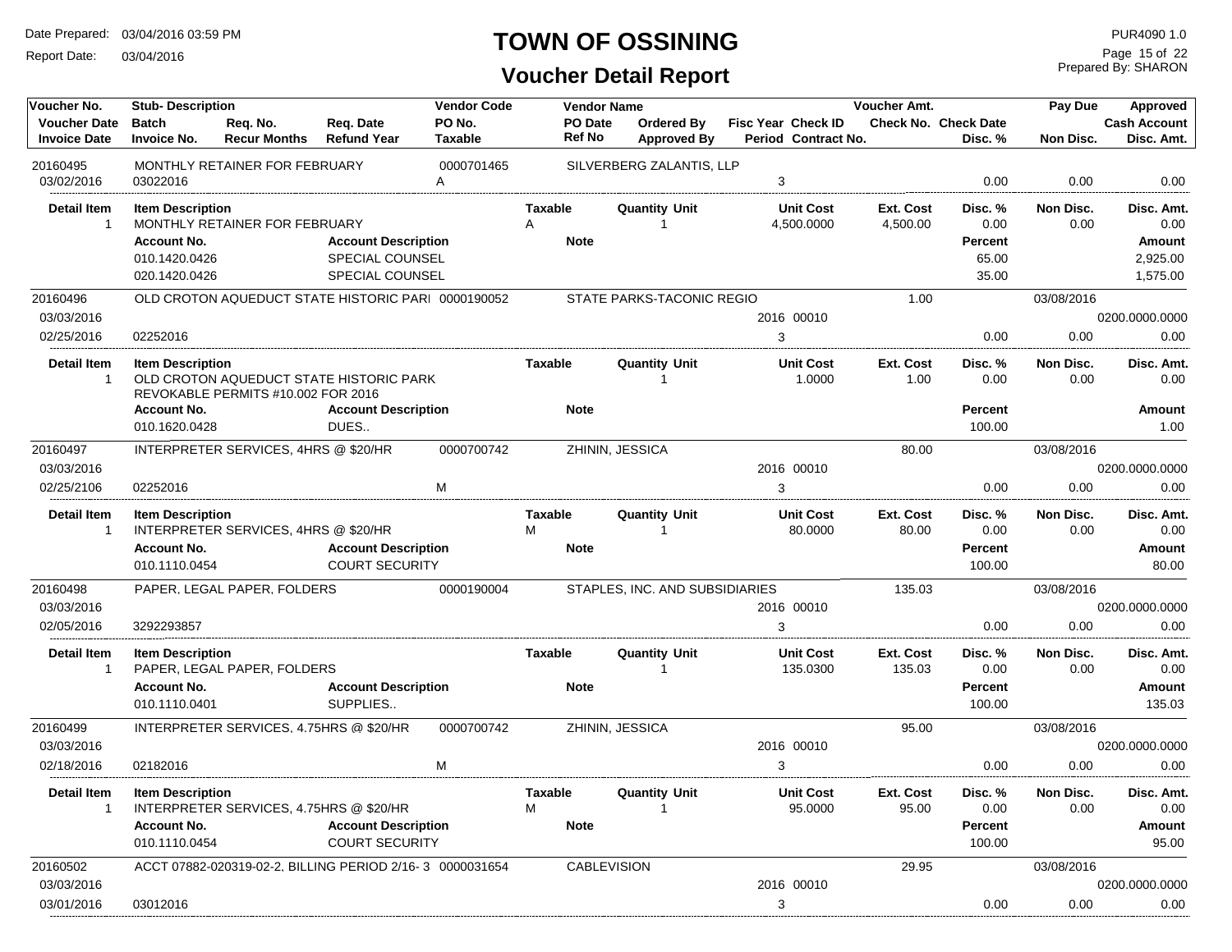# TOWN OF OSSINING

## Voucher Detail Report

Date Prepared: 03/04/2016 03:59 PM
Report Date: 03/04/2016

PUR4090 1.0
Prepared By: SHARON

| Voucher No. / Voucher Date / Invoice Date | Stub- Description / Batch / Invoice No. | Req. No. / Recur Months | Req. Date / Refund Year | Vendor Code / PO No. / Taxable | Vendor Name / PO Date / Ref No | Ordered By / Approved By | Fisc Year / Period | Check ID / Contract No. | Voucher Amt. / Check No. | Check Date / Disc. % | Pay Due / Non Disc. | Approved / Cash Account / Disc. Amt. |
|---|---|---|---|---|---|---|---|---|---|---|---|---|
| 20160495 | MONTHLY RETAINER FOR FEBRUARY | | | 0000701465 | SILVERBERG ZALANTIS, LLP | | | | | | | |
| 03/02/2016 | 03022016 | | | A | | | 3 | | | 0.00 | 0.00 | 0.00 |

| Detail Item | Item Description | Taxable | Quantity Unit | Unit Cost | Ext. Cost | Disc. % | Non Disc. | Disc. Amt. |
|---|---|---|---|---|---|---|---|---|
| 1 | MONTHLY RETAINER FOR FEBRUARY | A | 1 | 4,500.0000 | 4,500.00 | 0.00 | 0.00 | 0.00 |

| Account No. | Account Description | Note | Percent | Amount |
|---|---|---|---|---|
| 010.1420.0426 | SPECIAL COUNSEL | | 65.00 | 2,925.00 |
| 020.1420.0426 | SPECIAL COUNSEL | | 35.00 | 1,575.00 |

| Voucher No. / Voucher Date / Invoice Date | Stub- Description / Batch / Invoice No. | Vendor Code / PO No. / Taxable | Vendor Name | Fisc Year / Period | Check ID | Voucher Amt. | Disc. % | Pay Due / Non Disc. | Approved / Cash Account / Disc. Amt. |
|---|---|---|---|---|---|---|---|---|---|
| 20160496 | OLD CROTON AQUEDUCT STATE HISTORIC PARI | 0000190052 | STATE PARKS-TACONIC REGIO | | | 1.00 | | 03/08/2016 | |
| 03/03/2016 | | | | 2016 | 00010 | | | | 0200.0000.0000 |
| 02/25/2016 | 02252016 | | | 3 | | | 0.00 | 0.00 | 0.00 |

| Detail Item | Item Description | Taxable | Quantity Unit | Unit Cost | Ext. Cost | Disc. % | Non Disc. | Disc. Amt. |
|---|---|---|---|---|---|---|---|---|
| 1 | OLD CROTON AQUEDUCT STATE HISTORIC PARK REVOKABLE PERMITS #10.002 FOR 2016 | | 1 | 1.0000 | 1.00 | 0.00 | 0.00 | 0.00 |

| Account No. | Account Description | Note | Percent | Amount |
|---|---|---|---|---|
| 010.1620.0428 | DUES.. | | 100.00 | 1.00 |

| Voucher No. / Voucher Date / Invoice Date | Stub- Description / Batch / Invoice No. | Vendor Code / PO No. / Taxable | Vendor Name | Fisc Year / Period | Check ID | Voucher Amt. | Disc. % | Pay Due / Non Disc. | Approved / Cash Account / Disc. Amt. |
|---|---|---|---|---|---|---|---|---|---|
| 20160497 | INTERPRETER SERVICES, 4HRS @ $20/HR | 0000700742 | ZHININ, JESSICA | | | 80.00 | | 03/08/2016 | |
| 03/03/2016 | | | | 2016 | 00010 | | | | 0200.0000.0000 |
| 02/25/2106 | 02252016 | M | | 3 | | | 0.00 | 0.00 | 0.00 |

| Detail Item | Item Description | Taxable | Quantity Unit | Unit Cost | Ext. Cost | Disc. % | Non Disc. | Disc. Amt. |
|---|---|---|---|---|---|---|---|---|
| 1 | INTERPRETER SERVICES, 4HRS @ $20/HR | M | 1 | 80.0000 | 80.00 | 0.00 | 0.00 | 0.00 |

| Account No. | Account Description | Note | Percent | Amount |
|---|---|---|---|---|
| 010.1110.0454 | COURT SECURITY | | 100.00 | 80.00 |

| Voucher No. / Voucher Date / Invoice Date | Stub- Description / Batch / Invoice No. | Vendor Code / PO No. / Taxable | Vendor Name | Fisc Year / Period | Check ID | Voucher Amt. | Disc. % | Pay Due / Non Disc. | Approved / Cash Account / Disc. Amt. |
|---|---|---|---|---|---|---|---|---|---|
| 20160498 | PAPER, LEGAL PAPER, FOLDERS | 0000190004 | STAPLES, INC. AND SUBSIDIARIES | | | 135.03 | | 03/08/2016 | |
| 03/03/2016 | | | | 2016 | 00010 | | | | 0200.0000.0000 |
| 02/05/2016 | 3292293857 | | | 3 | | | 0.00 | 0.00 | 0.00 |

| Detail Item | Item Description | Taxable | Quantity Unit | Unit Cost | Ext. Cost | Disc. % | Non Disc. | Disc. Amt. |
|---|---|---|---|---|---|---|---|---|
| 1 | PAPER, LEGAL PAPER, FOLDERS | | 1 | 135.0300 | 135.03 | 0.00 | 0.00 | 0.00 |

| Account No. | Account Description | Note | Percent | Amount |
|---|---|---|---|---|
| 010.1110.0401 | SUPPLIES.. | | 100.00 | 135.03 |

| Voucher No. / Voucher Date / Invoice Date | Stub- Description / Batch / Invoice No. | Vendor Code / PO No. / Taxable | Vendor Name | Fisc Year / Period | Check ID | Voucher Amt. | Disc. % | Pay Due / Non Disc. | Approved / Cash Account / Disc. Amt. |
|---|---|---|---|---|---|---|---|---|---|
| 20160499 | INTERPRETER SERVICES, 4.75HRS @ $20/HR | 0000700742 | ZHININ, JESSICA | | | 95.00 | | 03/08/2016 | |
| 03/03/2016 | | | | 2016 | 00010 | | | | 0200.0000.0000 |
| 02/18/2016 | 02182016 | M | | 3 | | | 0.00 | 0.00 | 0.00 |

| Detail Item | Item Description | Taxable | Quantity Unit | Unit Cost | Ext. Cost | Disc. % | Non Disc. | Disc. Amt. |
|---|---|---|---|---|---|---|---|---|
| 1 | INTERPRETER SERVICES, 4.75HRS @ $20/HR | M | 1 | 95.0000 | 95.00 | 0.00 | 0.00 | 0.00 |

| Account No. | Account Description | Note | Percent | Amount |
|---|---|---|---|---|
| 010.1110.0454 | COURT SECURITY | | 100.00 | 95.00 |

| Voucher No. / Voucher Date / Invoice Date | Stub- Description / Batch / Invoice No. | Vendor Code / PO No. / Taxable | Vendor Name | Fisc Year / Period | Check ID | Voucher Amt. | Disc. % | Pay Due / Non Disc. | Approved / Cash Account / Disc. Amt. |
|---|---|---|---|---|---|---|---|---|---|
| 20160502 | ACCT 07882-020319-02-2, BILLING PERIOD 2/16- 3 | 0000031654 | CABLEVISION | | | 29.95 | | 03/08/2016 | |
| 03/03/2016 | | | | 2016 | 00010 | | | | 0200.0000.0000 |
| 03/01/2016 | 03012016 | | | 3 | | | 0.00 | 0.00 | 0.00 |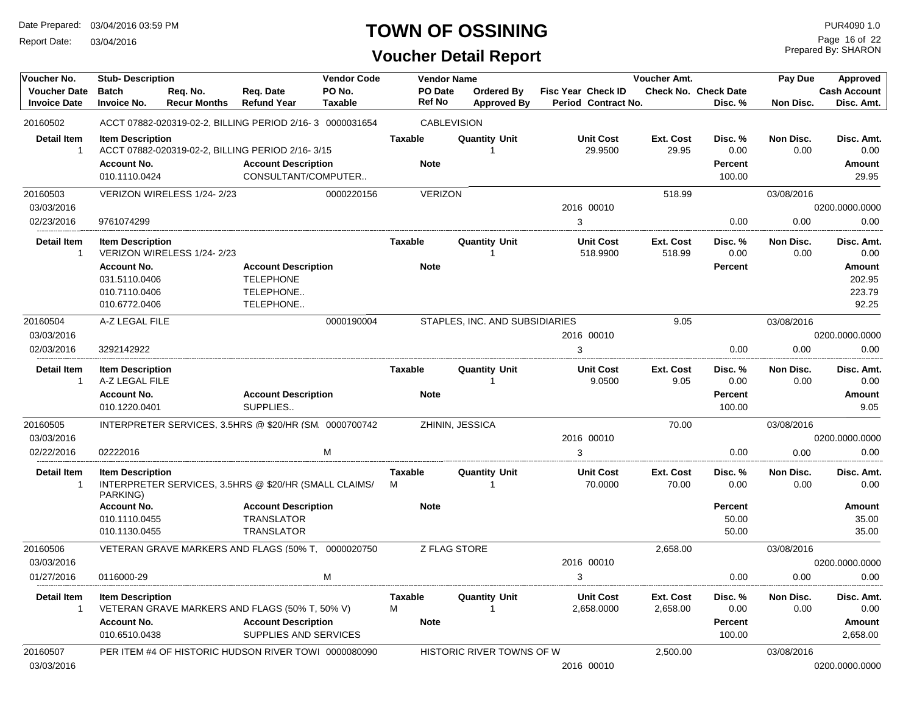# TOWN OF OSSINING

## Voucher Detail Report

Date Prepared: 03/04/2016 03:59 PM
Report Date: 03/04/2016

PUR4090 1.0
Prepared By: SHARON

| Voucher No. / Voucher Date / Invoice Date | Stub- Description / Batch / Invoice No. | Req. No. / Recur Months | Req. Date / Refund Year | Vendor Code / PO No. / Taxable | Vendor Name / PO Date / Ref No | Ordered By / Approved By | Fisc Year / Period | Check ID / Contract No. | Voucher Amt. / Check No. | Check Date / Disc. % | Pay Due / Non Disc. | Approved / Cash Account / Disc. Amt. |
|---|---|---|---|---|---|---|---|---|---|---|---|---|
| 20160502 | ACCT 07882-020319-02-2, BILLING PERIOD 2/16- 3 | | | 0000031654 | CABLEVISION | | | | | | | |

| Detail Item | Item Description | Taxable | Quantity Unit | Unit Cost | Ext. Cost | Disc. % | Non Disc. | Disc. Amt. |
|---|---|---|---|---|---|---|---|---|
| 1 | ACCT 07882-020319-02-2, BILLING PERIOD 2/16- 3/15 | | 1 | 29.9500 | 29.95 | 0.00 | 0.00 | 0.00 |

| Account No. | Account Description | Note | Percent | Amount |
|---|---|---|---|---|
| 010.1110.0424 | CONSULTANT/COMPUTER.. | | 100.00 | 29.95 |

| Voucher No. | Stub- Description | Vendor Code | Vendor Name | Fisc Year | Check ID | Voucher Amt. | Disc. % | Pay Due / Non Disc. | Cash Account / Disc. Amt. |
|---|---|---|---|---|---|---|---|---|---|
| 20160503 | VERIZON WIRELESS 1/24- 2/23 | 0000220156 | VERIZON | | | 518.99 | | 03/08/2016 | |
| 03/03/2016 | | | | 2016 | 00010 | | | | 0200.0000.0000 |
| 02/23/2016 | 9761074299 | | | 3 | | | 0.00 | 0.00 | 0.00 |

| Detail Item | Item Description | Taxable | Quantity Unit | Unit Cost | Ext. Cost | Disc. % | Non Disc. | Disc. Amt. |
|---|---|---|---|---|---|---|---|---|
| 1 | VERIZON WIRELESS 1/24- 2/23 | | 1 | 518.9900 | 518.99 | 0.00 | 0.00 | 0.00 |

| Account No. | Account Description | Note | Percent | Amount |
|---|---|---|---|---|
| 031.5110.0406 | TELEPHONE | | | 202.95 |
| 010.7110.0406 | TELEPHONE.. | | | 223.79 |
| 010.6772.0406 | TELEPHONE.. | | | 92.25 |

| Voucher No. | Stub- Description | Vendor Code | Vendor Name | Fisc Year | Check ID | Voucher Amt. | Disc. % | Pay Due / Non Disc. | Cash Account / Disc. Amt. |
|---|---|---|---|---|---|---|---|---|---|
| 20160504 | A-Z LEGAL FILE | 0000190004 | STAPLES, INC. AND SUBSIDIARIES | | | 9.05 | | 03/08/2016 | |
| 03/03/2016 | | | | 2016 | 00010 | | | | 0200.0000.0000 |
| 02/03/2016 | 3292142922 | | | 3 | | | 0.00 | 0.00 | 0.00 |

| Detail Item | Item Description | Taxable | Quantity Unit | Unit Cost | Ext. Cost | Disc. % | Non Disc. | Disc. Amt. |
|---|---|---|---|---|---|---|---|---|
| 1 | A-Z LEGAL FILE | | 1 | 9.0500 | 9.05 | 0.00 | 0.00 | 0.00 |

| Account No. | Account Description | Note | Percent | Amount |
|---|---|---|---|---|
| 010.1220.0401 | SUPPLIES.. | | 100.00 | 9.05 |

| Voucher No. | Stub- Description | Taxable | Vendor Code | Vendor Name | Fisc Year | Check ID | Voucher Amt. | Disc. % | Pay Due / Non Disc. | Cash Account / Disc. Amt. |
|---|---|---|---|---|---|---|---|---|---|---|
| 20160505 | INTERPRETER SERVICES, 3.5HRS @ $20/HR (SM | | 0000700742 | ZHININ, JESSICA | | | 70.00 | | 03/08/2016 | |
| 03/03/2016 | | | | | 2016 | 00010 | | | | 0200.0000.0000 |
| 02/22/2016 | 02222016 | M | | | 3 | | | 0.00 | 0.00 | 0.00 |

| Detail Item | Item Description | Taxable | Quantity Unit | Unit Cost | Ext. Cost | Disc. % | Non Disc. | Disc. Amt. |
|---|---|---|---|---|---|---|---|---|
| 1 | INTERPRETER SERVICES, 3.5HRS @ $20/HR (SMALL CLAIMS/ PARKING) | M | 1 | 70.0000 | 70.00 | 0.00 | 0.00 | 0.00 |

| Account No. | Account Description | Note | Percent | Amount |
|---|---|---|---|---|
| 010.1110.0455 | TRANSLATOR | | 50.00 | 35.00 |
| 010.1130.0455 | TRANSLATOR | | 50.00 | 35.00 |

| Voucher No. | Stub- Description | Taxable | Vendor Code | Vendor Name | Fisc Year | Check ID | Voucher Amt. | Disc. % | Pay Due / Non Disc. | Cash Account / Disc. Amt. |
|---|---|---|---|---|---|---|---|---|---|---|
| 20160506 | VETERAN GRAVE MARKERS AND FLAGS (50% T, | | 0000020750 | Z FLAG STORE | | | 2,658.00 | | 03/08/2016 | |
| 03/03/2016 | | | | | 2016 | 00010 | | | | 0200.0000.0000 |
| 01/27/2016 | 0116000-29 | M | | | 3 | | | 0.00 | 0.00 | 0.00 |

| Detail Item | Item Description | Taxable | Quantity Unit | Unit Cost | Ext. Cost | Disc. % | Non Disc. | Disc. Amt. |
|---|---|---|---|---|---|---|---|---|
| 1 | VETERAN GRAVE MARKERS AND FLAGS (50% T, 50% V) | M | 1 | 2,658.0000 | 2,658.00 | 0.00 | 0.00 | 0.00 |

| Account No. | Account Description | Note | Percent | Amount |
|---|---|---|---|---|
| 010.6510.0438 | SUPPLIES AND SERVICES | | 100.00 | 2,658.00 |

| Voucher No. | Stub- Description | Vendor Code | Vendor Name | Fisc Year | Check ID | Voucher Amt. | Pay Due | Cash Account |
|---|---|---|---|---|---|---|---|---|
| 20160507 | PER ITEM #4 OF HISTORIC HUDSON RIVER TOWI | 0000080090 | HISTORIC RIVER TOWNS OF W | | | 2,500.00 | 03/08/2016 | |
| 03/03/2016 | | | | 2016 | 00010 | | | 0200.0000.0000 |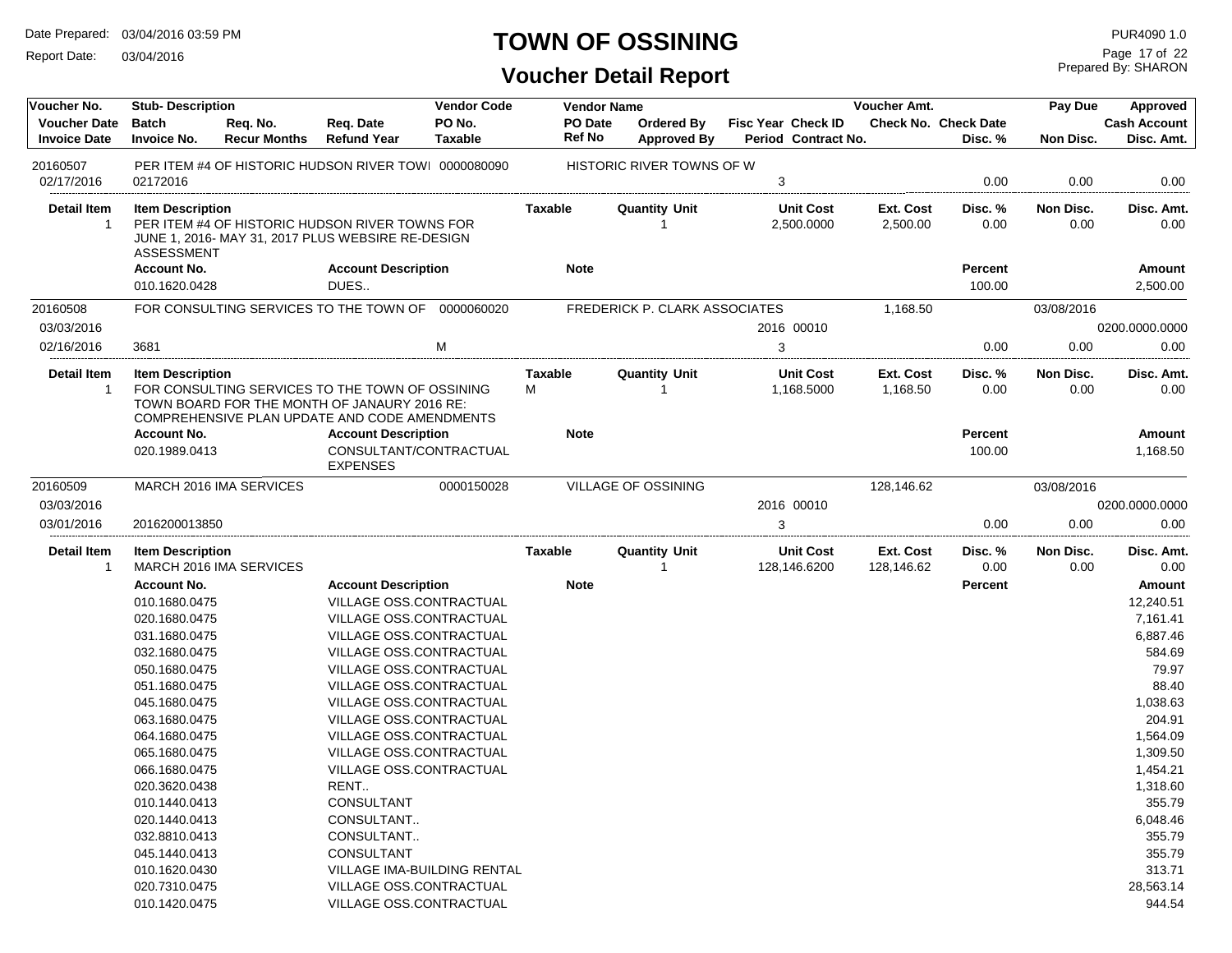# TOWN OF OSSINING

## Voucher Detail Report

Date Prepared: 03/04/2016 03:59 PM
Report Date: 03/04/2016

PUR4090 1.0
Prepared By: SHARON

| Voucher No. | Stub- Description | | | Vendor Code | Vendor Name | | | Voucher Amt. | | Pay Due | Approved |
|---|---|---|---|---|---|---|---|---|---|---|---|
| Voucher Date | Batch | Req. No. | Req. Date | PO No. | PO Date | Ordered By | Fisc Year Check ID | Check No. | Check Date | | Cash Account |
| Invoice Date | Invoice No. | Recur Months | Refund Year | Taxable | Ref No | Approved By | Period Contract No. | | Disc. % | Non Disc. | Disc. Amt. |

**20160507** — PER ITEM #4 OF HISTORIC HUDSON RIVER TOWI — Vendor Code: 0000080090 — HISTORIC RIVER TOWNS OF W
02/17/2016 — 02172016 — Period: 3 — Disc. %: 0.00 — Non Disc.: 0.00 — Disc. Amt.: 0.00

| Detail Item | Item Description | Taxable | Quantity Unit | Unit Cost | Ext. Cost | Disc. % | Non Disc. | Disc. Amt. |
|---|---|---|---|---|---|---|---|---|
| 1 | PER ITEM #4 OF HISTORIC HUDSON RIVER TOWNS FOR JUNE 1, 2016- MAY 31, 2017 PLUS WEBSIRE RE-DESIGN ASSESSMENT | | 1 | 2,500.0000 | 2,500.00 | 0.00 | 0.00 | 0.00 |

| Account No. | Account Description | Note | Percent | Amount |
|---|---|---|---|---|
| 010.1620.0428 | DUES.. | | 100.00 | 2,500.00 |

**20160508** — FOR CONSULTING SERVICES TO THE TOWN OF — Vendor Code: 0000060020 — FREDERICK P. CLARK ASSOCIATES — Voucher Amt.: 1,168.50 — Pay Due: 03/08/2016
03/03/2016 — Fisc Year Check ID: 2016 00010 — Cash Account: 0200.0000.0000
02/16/2016 — 3681 — Taxable: M — Period: 3 — Disc. %: 0.00 — Non Disc.: 0.00 — Disc. Amt.: 0.00

| Detail Item | Item Description | Taxable | Quantity Unit | Unit Cost | Ext. Cost | Disc. % | Non Disc. | Disc. Amt. |
|---|---|---|---|---|---|---|---|---|
| 1 | FOR CONSULTING SERVICES TO THE TOWN OF OSSINING TOWN BOARD FOR THE MONTH OF JANAURY 2016 RE: COMPREHENSIVE PLAN UPDATE AND CODE AMENDMENTS | M | 1 | 1,168.5000 | 1,168.50 | 0.00 | 0.00 | 0.00 |

| Account No. | Account Description | Note | Percent | Amount |
|---|---|---|---|---|
| 020.1989.0413 | CONSULTANT/CONTRACTUAL EXPENSES | | 100.00 | 1,168.50 |

**20160509** — MARCH 2016 IMA SERVICES — Vendor Code: 0000150028 — VILLAGE OF OSSINING — Voucher Amt.: 128,146.62 — Pay Due: 03/08/2016
03/03/2016 — Fisc Year Check ID: 2016 00010 — Cash Account: 0200.0000.0000
03/01/2016 — 2016200013850 — Period: 3 — Disc. %: 0.00 — Non Disc.: 0.00 — Disc. Amt.: 0.00

| Detail Item | Item Description | Taxable | Quantity Unit | Unit Cost | Ext. Cost | Disc. % | Non Disc. | Disc. Amt. |
|---|---|---|---|---|---|---|---|---|
| 1 | MARCH 2016 IMA SERVICES | | 1 | 128,146.6200 | 128,146.62 | 0.00 | 0.00 | 0.00 |

| Account No. | Account Description | Note | Percent | Amount |
|---|---|---|---|---|
| 010.1680.0475 | VILLAGE OSS.CONTRACTUAL | | | 12,240.51 |
| 020.1680.0475 | VILLAGE OSS.CONTRACTUAL | | | 7,161.41 |
| 031.1680.0475 | VILLAGE OSS.CONTRACTUAL | | | 6,887.46 |
| 032.1680.0475 | VILLAGE OSS.CONTRACTUAL | | | 584.69 |
| 050.1680.0475 | VILLAGE OSS.CONTRACTUAL | | | 79.97 |
| 051.1680.0475 | VILLAGE OSS.CONTRACTUAL | | | 88.40 |
| 045.1680.0475 | VILLAGE OSS.CONTRACTUAL | | | 1,038.63 |
| 063.1680.0475 | VILLAGE OSS.CONTRACTUAL | | | 204.91 |
| 064.1680.0475 | VILLAGE OSS.CONTRACTUAL | | | 1,564.09 |
| 065.1680.0475 | VILLAGE OSS.CONTRACTUAL | | | 1,309.50 |
| 066.1680.0475 | VILLAGE OSS.CONTRACTUAL | | | 1,454.21 |
| 020.3620.0438 | RENT.. | | | 1,318.60 |
| 010.1440.0413 | CONSULTANT | | | 355.79 |
| 020.1440.0413 | CONSULTANT.. | | | 6,048.46 |
| 032.8810.0413 | CONSULTANT.. | | | 355.79 |
| 045.1440.0413 | CONSULTANT | | | 355.79 |
| 010.1620.0430 | VILLAGE IMA-BUILDING RENTAL | | | 313.71 |
| 020.7310.0475 | VILLAGE OSS.CONTRACTUAL | | | 28,563.14 |
| 010.1420.0475 | VILLAGE OSS.CONTRACTUAL | | | 944.54 |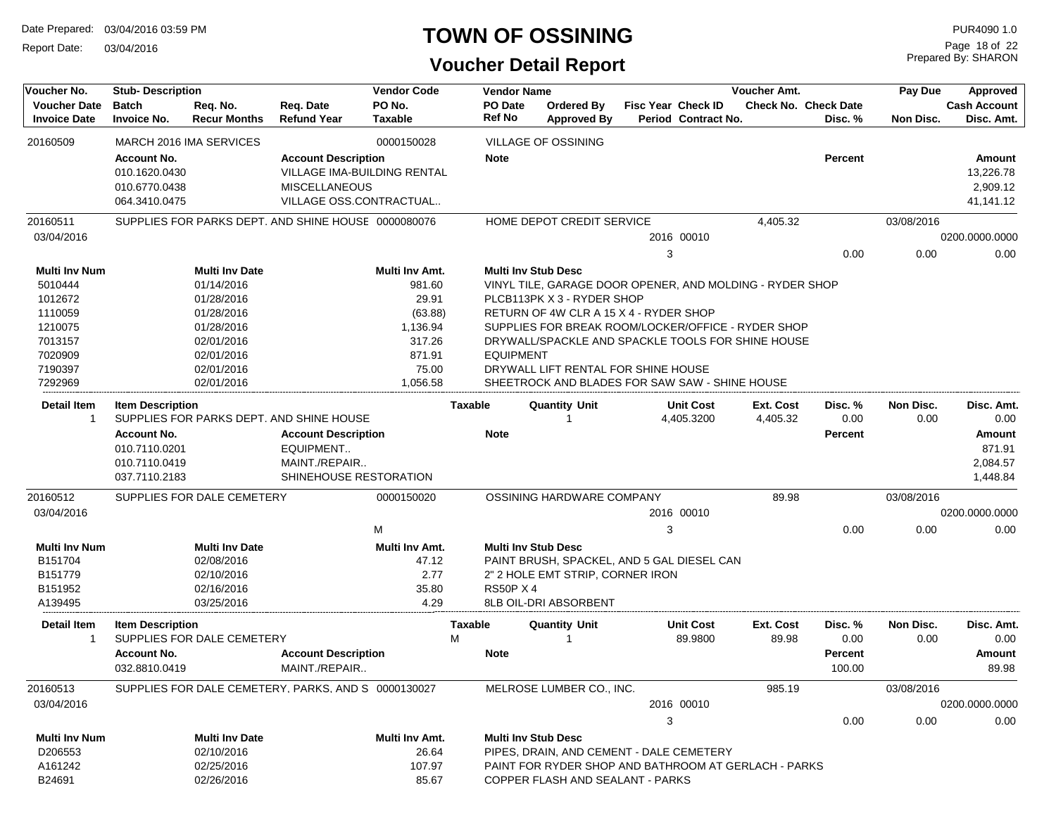# TOWN OF OSSINING

## Voucher Detail Report

Date Prepared: 03/04/2016 03:59 PM
Report Date: 03/04/2016

PUR4090 1.0
Prepared By: SHARON

| Voucher No. | Stub- Description | | | Vendor Code | Vendor Name | | | | Voucher Amt. | | Pay Due | Approved |
|---|---|---|---|---|---|---|---|---|---|---|---|---|
| Voucher Date | Batch | Req. No. | Req. Date | PO No. | PO Date | Ordered By | Fisc Year Check ID | | Check No. | Check Date | | Cash Account |
| Invoice Date | Invoice No. | Recur Months | Refund Year | Taxable | Ref No | Approved By | Period | Contract No. | | Disc. % | Non Disc. | Disc. Amt. |

**20160509** — MARCH 2016 IMA SERVICES — 0000150028 — VILLAGE OF OSSINING

| Account No. | Account Description | Note | Percent | Amount |
|---|---|---|---|---|
| 010.1620.0430 | VILLAGE IMA-BUILDING RENTAL | | | 13,226.78 |
| 010.6770.0438 | MISCELLANEOUS | | | 2,909.12 |
| 064.3410.0475 | VILLAGE OSS.CONTRACTUAL.. | | | 41,141.12 |

**20160511** — SUPPLIES FOR PARKS DEPT. AND SHINE HOUSE — 0000080076 — HOME DEPOT CREDIT SERVICE — Voucher Amt. 4,405.32 — Pay Due 03/08/2016
Voucher Date 03/04/2016 — Fisc Year 2016 — Check ID 00010 — Cash Account 0200.0000.0000
Period 3 — Disc. % 0.00 — Non Disc. 0.00 — Disc. Amt. 0.00

| Multi Inv Num | Multi Inv Date | Multi Inv Amt. | Multi Inv Stub Desc |
|---|---|---|---|
| 5010444 | 01/14/2016 | 981.60 | VINYL TILE, GARAGE DOOR OPENER, AND MOLDING - RYDER SHOP |
| 1012672 | 01/28/2016 | 29.91 | PLCB113PK X 3 - RYDER SHOP |
| 1110059 | 01/28/2016 | (63.88) | RETURN OF 4W CLR A 15 X 4 - RYDER SHOP |
| 1210075 | 01/28/2016 | 1,136.94 | SUPPLIES FOR BREAK ROOM/LOCKER/OFFICE - RYDER SHOP |
| 7013157 | 02/01/2016 | 317.26 | DRYWALL/SPACKLE AND SPACKLE TOOLS FOR SHINE HOUSE |
| 7020909 | 02/01/2016 | 871.91 | EQUIPMENT |
| 7190397 | 02/01/2016 | 75.00 | DRYWALL LIFT RENTAL FOR SHINE HOUSE |
| 7292969 | 02/01/2016 | 1,056.58 | SHEETROCK AND BLADES FOR SAW SAW - SHINE HOUSE |

| Detail Item | Item Description | Taxable | Quantity Unit | Unit Cost | Ext. Cost | Disc. % | Non Disc. | Disc. Amt. |
|---|---|---|---|---|---|---|---|---|
| 1 | SUPPLIES FOR PARKS DEPT. AND SHINE HOUSE | | 1 | 4,405.3200 | 4,405.32 | 0.00 | 0.00 | 0.00 |

| Account No. | Account Description | Note | Percent | Amount |
|---|---|---|---|---|
| 010.7110.0201 | EQUIPMENT.. | | | 871.91 |
| 010.7110.0419 | MAINT./REPAIR.. | | | 2,084.57 |
| 037.7110.2183 | SHINEHOUSE RESTORATION | | | 1,448.84 |

**20160512** — SUPPLIES FOR DALE CEMETERY — 0000150020 — OSSINING HARDWARE COMPANY — Voucher Amt. 89.98 — Pay Due 03/08/2016
Voucher Date 03/04/2016 — Fisc Year 2016 — Check ID 00010 — Cash Account 0200.0000.0000
Taxable M — Period 3 — Disc. % 0.00 — Non Disc. 0.00 — Disc. Amt. 0.00

| Multi Inv Num | Multi Inv Date | Multi Inv Amt. | Multi Inv Stub Desc |
|---|---|---|---|
| B151704 | 02/08/2016 | 47.12 | PAINT BRUSH, SPACKEL, AND 5 GAL DIESEL CAN |
| B151779 | 02/10/2016 | 2.77 | 2" 2 HOLE EMT STRIP, CORNER IRON |
| B151952 | 02/16/2016 | 35.80 | RS50P X 4 |
| A139495 | 03/25/2016 | 4.29 | 8LB OIL-DRI ABSORBENT |

| Detail Item | Item Description | Taxable | Quantity Unit | Unit Cost | Ext. Cost | Disc. % | Non Disc. | Disc. Amt. |
|---|---|---|---|---|---|---|---|---|
| 1 | SUPPLIES FOR DALE CEMETERY | M | 1 | 89.9800 | 89.98 | 0.00 | 0.00 | 0.00 |

| Account No. | Account Description | Note | Percent | Amount |
|---|---|---|---|---|
| 032.8810.0419 | MAINT./REPAIR.. | | 100.00 | 89.98 |

**20160513** — SUPPLIES FOR DALE CEMETERY, PARKS, AND S — 0000130027 — MELROSE LUMBER CO., INC. — Voucher Amt. 985.19 — Pay Due 03/08/2016
Voucher Date 03/04/2016 — Fisc Year 2016 — Check ID 00010 — Cash Account 0200.0000.0000
Period 3 — Disc. % 0.00 — Non Disc. 0.00 — Disc. Amt. 0.00

| Multi Inv Num | Multi Inv Date | Multi Inv Amt. | Multi Inv Stub Desc |
|---|---|---|---|
| D206553 | 02/10/2016 | 26.64 | PIPES, DRAIN, AND CEMENT - DALE CEMETERY |
| A161242 | 02/25/2016 | 107.97 | PAINT FOR RYDER SHOP AND BATHROOM AT GERLACH - PARKS |
| B24691 | 02/26/2016 | 85.67 | COPPER FLASH AND SEALANT - PARKS |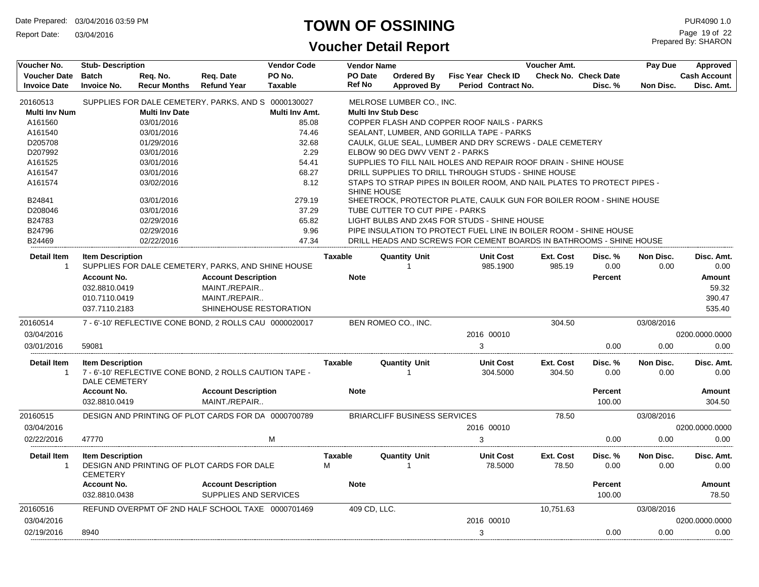# TOWN OF OSSINING

## Voucher Detail Report

Date Prepared: 03/04/2016 03:59 PM
Report Date: 03/04/2016

PUR4090 1.0
Prepared By: SHARON

| Voucher No. | Stub- Description | | | Vendor Code | Vendor Name | | | | Voucher Amt. | | Pay Due | Approved |
|---|---|---|---|---|---|---|---|---|---|---|---|---|
| Voucher Date | Batch | Req. No. | Req. Date | PO No. | PO Date | Ordered By | Fisc Year | Check ID | Check No. | Check Date | | Cash Account |
| Invoice Date | Invoice No. | Recur Months | Refund Year | Taxable | Ref No | Approved By | Period | Contract No. | | Disc. % | Non Disc. | Disc. Amt. |

**20160513** — SUPPLIES FOR DALE CEMETERY, PARKS, AND S — 0000130027 — MELROSE LUMBER CO., INC.

| Multi Inv Num | Multi Inv Date | Multi Inv Amt. | Multi Inv Stub Desc |
|---|---|---|---|
| A161560 | 03/01/2016 | 85.08 | COPPER FLASH AND COPPER ROOF NAILS - PARKS |
| A161540 | 03/01/2016 | 74.46 | SEALANT, LUMBER, AND GORILLA TAPE - PARKS |
| D205708 | 01/29/2016 | 32.68 | CAULK, GLUE SEAL, LUMBER AND DRY SCREWS - DALE CEMETERY |
| D207992 | 03/01/2016 | 2.29 | ELBOW 90 DEG DWV VENT 2 - PARKS |
| A161525 | 03/01/2016 | 54.41 | SUPPLIES TO FILL NAIL HOLES AND REPAIR ROOF DRAIN - SHINE HOUSE |
| A161547 | 03/01/2016 | 68.27 | DRILL SUPPLIES TO DRILL THROUGH STUDS - SHINE HOUSE |
| A161574 | 03/02/2016 | 8.12 | STAPS TO STRAP PIPES IN BOILER ROOM, AND NAIL PLATES TO PROTECT PIPES - SHINE HOUSE |
| B24841 | 03/01/2016 | 279.19 | SHEETROCK, PROTECTOR PLATE, CAULK GUN FOR BOILER ROOM - SHINE HOUSE |
| D208046 | 03/01/2016 | 37.29 | TUBE CUTTER TO CUT PIPE - PARKS |
| B24783 | 02/29/2016 | 65.82 | LIGHT BULBS AND 2X4S FOR STUDS - SHINE HOUSE |
| B24796 | 02/29/2016 | 9.96 | PIPE INSULATION TO PROTECT FUEL LINE IN BOILER ROOM - SHINE HOUSE |
| B24469 | 02/22/2016 | 47.34 | DRILL HEADS AND SCREWS FOR CEMENT BOARDS IN BATHROOMS - SHINE HOUSE |

| Detail Item | Item Description | Taxable | Quantity | Unit | Unit Cost | Ext. Cost | Disc. % | Non Disc. | Disc. Amt. |
|---|---|---|---|---|---|---|---|---|---|
| 1 | SUPPLIES FOR DALE CEMETERY, PARKS, AND SHINE HOUSE | | 1 | | 985.1900 | 985.19 | 0.00 | 0.00 | 0.00 |

| Account No. | Account Description | Note | Percent | Amount |
|---|---|---|---|---|
| 032.8810.0419 | MAINT./REPAIR.. | | | 59.32 |
| 010.7110.0419 | MAINT./REPAIR.. | | | 390.47 |
| 037.7110.2183 | SHINEHOUSE RESTORATION | | | 535.40 |

**20160514** — 7 - 6'-10' REFLECTIVE CONE BOND, 2 ROLLS CAU — 0000020017 — BEN ROMEO CO., INC. — Voucher Amt. 304.50 — Pay Due 03/08/2016

| Voucher Date | Invoice Date | Invoice No. | Fisc Year | Check ID | Period | Disc. % | Non Disc. | Cash Account | Disc. Amt. |
|---|---|---|---|---|---|---|---|---|---|
| 03/04/2016 | 03/01/2016 | 59081 | 2016 | 00010 | 3 | 0.00 | 0.00 | 0200.0000.0000 | 0.00 |

| Detail Item | Item Description | Taxable | Quantity | Unit | Unit Cost | Ext. Cost | Disc. % | Non Disc. | Disc. Amt. |
|---|---|---|---|---|---|---|---|---|---|
| 1 | 7 - 6'-10' REFLECTIVE CONE BOND, 2 ROLLS CAUTION TAPE - DALE CEMETERY | | 1 | | 304.5000 | 304.50 | 0.00 | 0.00 | 0.00 |

| Account No. | Account Description | Note | Percent | Amount |
|---|---|---|---|---|
| 032.8810.0419 | MAINT./REPAIR.. | | 100.00 | 304.50 |

**20160515** — DESIGN AND PRINTING OF PLOT CARDS FOR DA — 0000700789 — BRIARCLIFF BUSINESS SERVICES — Voucher Amt. 78.50 — Pay Due 03/08/2016

| Voucher Date | Invoice Date | Invoice No. | Taxable | Fisc Year | Check ID | Period | Disc. % | Non Disc. | Cash Account | Disc. Amt. |
|---|---|---|---|---|---|---|---|---|---|---|
| 03/04/2016 | 02/22/2016 | 47770 | M | 2016 | 00010 | 3 | 0.00 | 0.00 | 0200.0000.0000 | 0.00 |

| Detail Item | Item Description | Taxable | Quantity | Unit | Unit Cost | Ext. Cost | Disc. % | Non Disc. | Disc. Amt. |
|---|---|---|---|---|---|---|---|---|---|
| 1 | DESIGN AND PRINTING OF PLOT CARDS FOR DALE CEMETERY | M | 1 | | 78.5000 | 78.50 | 0.00 | 0.00 | 0.00 |

| Account No. | Account Description | Note | Percent | Amount |
|---|---|---|---|---|
| 032.8810.0438 | SUPPLIES AND SERVICES | | 100.00 | 78.50 |

**20160516** — REFUND OVERPMT OF 2ND HALF SCHOOL TAXE — 0000701469 — 409 CD, LLC. — Voucher Amt. 10,751.63 — Pay Due 03/08/2016

| Voucher Date | Invoice Date | Invoice No. | Fisc Year | Check ID | Period | Disc. % | Non Disc. | Cash Account | Disc. Amt. |
|---|---|---|---|---|---|---|---|---|---|
| 03/04/2016 | 02/19/2016 | 8940 | 2016 | 00010 | 3 | 0.00 | 0.00 | 0200.0000.0000 | 0.00 |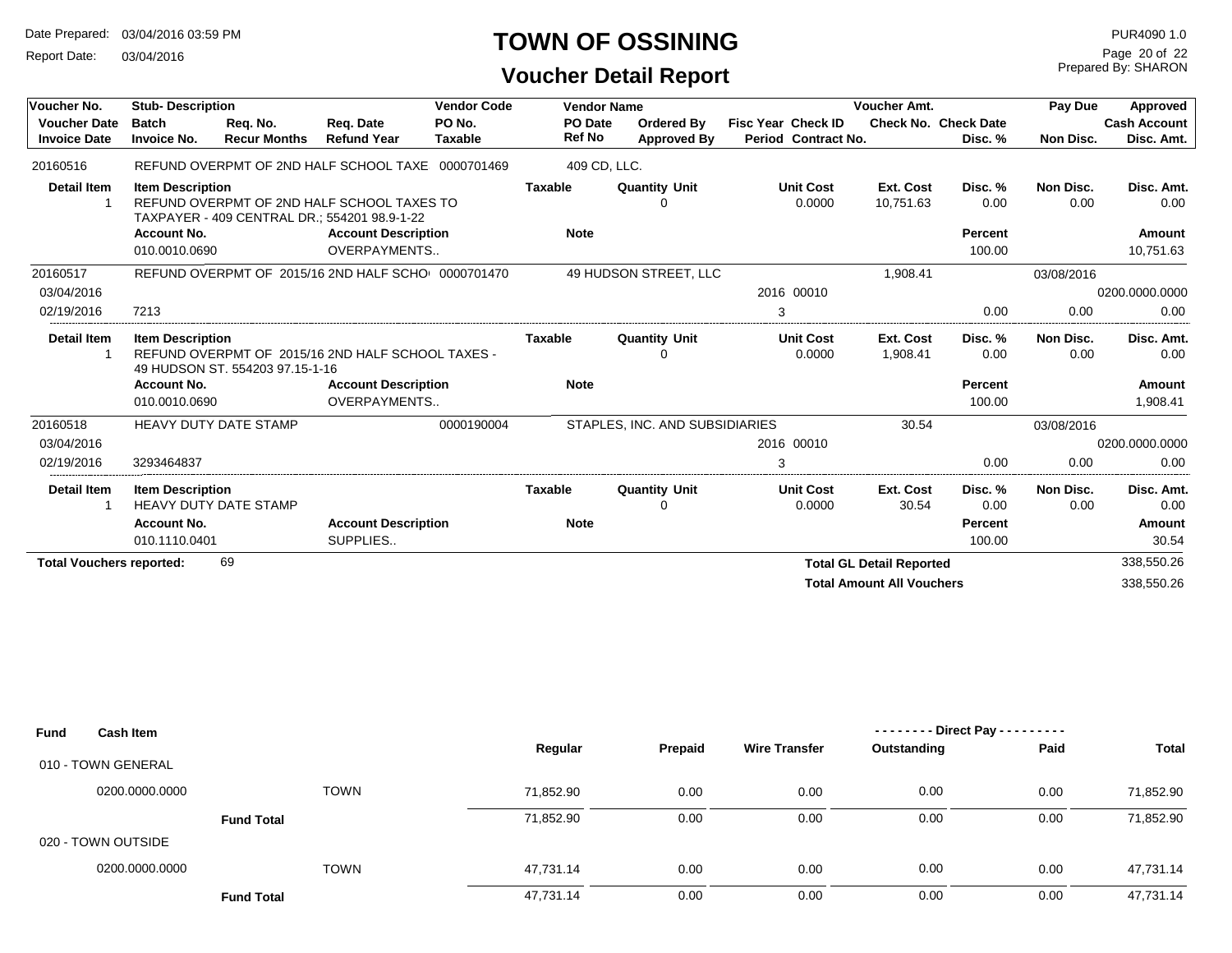# TOWN OF OSSINING

## Voucher Detail Report

Date Prepared: 03/04/2016 03:59 PM
Report Date: 03/04/2016

PUR4090 1.0
Prepared By: SHARON

| Voucher No. | Stub- Description | | | Vendor Code | Vendor Name | | | | Voucher Amt. | | Pay Due | Approved |
|---|---|---|---|---|---|---|---|---|---|---|---|---|
| Voucher Date | Batch | Req. No. | Req. Date | PO No. | PO Date | Ordered By | Fisc Year | Check ID | Check No. | Check Date | | Cash Account |
| Invoice Date | Invoice No. | Recur Months | Refund Year | Taxable | Ref No | Approved By | Period | Contract No. | | Disc. % | Non Disc. | Disc. Amt. |
| 20160516 | REFUND OVERPMT OF 2ND HALF SCHOOL TAXE | | | 0000701469 | 409 CD, LLC. | | | | | | | |
| **Detail Item** | **Item Description** | | | | **Taxable** | **Quantity Unit** | | **Unit Cost** | **Ext. Cost** | **Disc. %** | **Non Disc.** | **Disc. Amt.** |
| 1 | REFUND OVERPMT OF 2ND HALF SCHOOL TAXES TO TAXPAYER - 409 CENTRAL DR.; 554201 98.9-1-22 | | | | | 0 | | 0.0000 | 10,751.63 | 0.00 | 0.00 | 0.00 |
| | **Account No.** | | **Account Description** | | **Note** | | | | | **Percent** | | **Amount** |
| | 010.0010.0690 | | OVERPAYMENTS.. | | | | | | | 100.00 | | 10,751.63 |
| 20160517 | REFUND OVERPMT OF 2015/16 2ND HALF SCHO | | | 0000701470 | 49 HUDSON STREET, LLC | | | | 1,908.41 | | 03/08/2016 | |
| 03/04/2016 | | | | | | | 2016 | 00010 | | | | 0200.0000.0000 |
| 02/19/2016 | 7213 | | | | | | 3 | | | 0.00 | 0.00 | 0.00 |
| **Detail Item** | **Item Description** | | | | **Taxable** | **Quantity Unit** | | **Unit Cost** | **Ext. Cost** | **Disc. %** | **Non Disc.** | **Disc. Amt.** |
| 1 | REFUND OVERPMT OF 2015/16 2ND HALF SCHOOL TAXES - 49 HUDSON ST. 554203 97.15-1-16 | | | | | 0 | | 0.0000 | 1,908.41 | 0.00 | 0.00 | 0.00 |
| | **Account No.** | | **Account Description** | | **Note** | | | | | **Percent** | | **Amount** |
| | 010.0010.0690 | | OVERPAYMENTS.. | | | | | | | 100.00 | | 1,908.41 |
| 20160518 | HEAVY DUTY DATE STAMP | | | 0000190004 | STAPLES, INC. AND SUBSIDIARIES | | | | 30.54 | | 03/08/2016 | |
| 03/04/2016 | | | | | | | 2016 | 00010 | | | | 0200.0000.0000 |
| 02/19/2016 | 3293464837 | | | | | | 3 | | | 0.00 | 0.00 | 0.00 |
| **Detail Item** | **Item Description** | | | | **Taxable** | **Quantity Unit** | | **Unit Cost** | **Ext. Cost** | **Disc. %** | **Non Disc.** | **Disc. Amt.** |
| 1 | HEAVY DUTY DATE STAMP | | | | | 0 | | 0.0000 | 30.54 | 0.00 | 0.00 | 0.00 |
| | **Account No.** | | **Account Description** | | **Note** | | | | | **Percent** | | **Amount** |
| | 010.1110.0401 | | SUPPLIES.. | | | | | | | 100.00 | | 30.54 |

**Total Vouchers reported:** 69

**Total GL Detail Reported** 338,550.26

**Total Amount All Vouchers** 338,550.26

| Fund | Cash Item | | Regular | Prepaid | Wire Transfer | Direct Pay - Outstanding | Direct Pay - Paid | Total |
|---|---|---|---|---|---|---|---|---|
| 010 - TOWN GENERAL | | | | | | | | |
| 0200.0000.0000 | | TOWN | 71,852.90 | 0.00 | 0.00 | 0.00 | 0.00 | 71,852.90 |
| | **Fund Total** | | 71,852.90 | 0.00 | 0.00 | 0.00 | 0.00 | 71,852.90 |
| 020 - TOWN OUTSIDE | | | | | | | | |
| 0200.0000.0000 | | TOWN | 47,731.14 | 0.00 | 0.00 | 0.00 | 0.00 | 47,731.14 |
| | **Fund Total** | | 47,731.14 | 0.00 | 0.00 | 0.00 | 0.00 | 47,731.14 |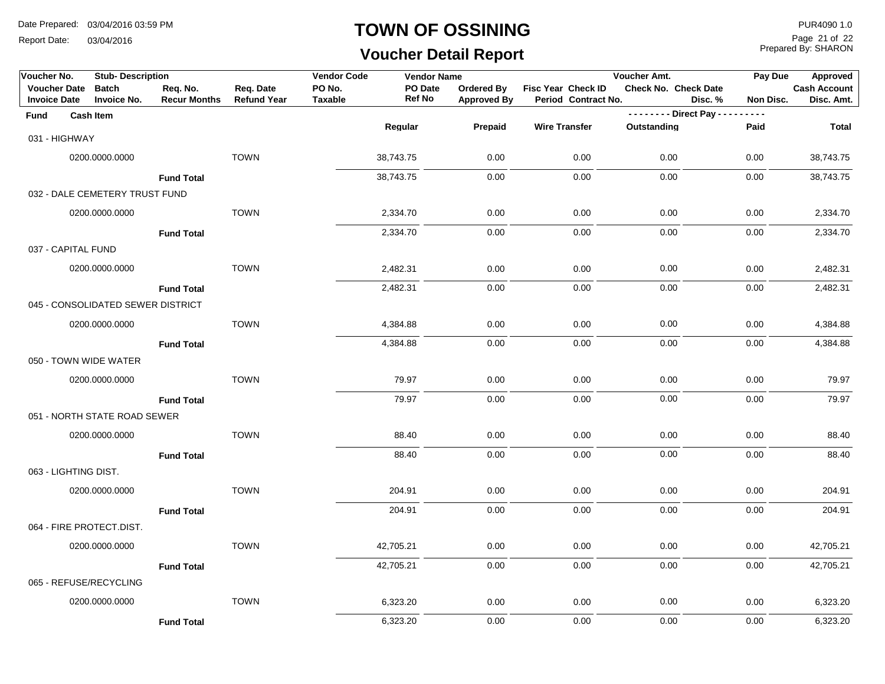# TOWN OF OSSINING

## Voucher Detail Report

Date Prepared: 03/04/2016 03:59 PM
Report Date: 03/04/2016

PUR4090 1.0
Prepared By: SHARON

| Voucher No. | Stub- Description | | | Vendor Code | Vendor Name | | | Voucher Amt. | | Pay Due | Approved |
|---|---|---|---|---|---|---|---|---|---|---|---|
| Voucher Date | Batch | Req. No. | Req. Date | PO No. | PO Date | Ordered By | Fisc Year Check ID | Check No. | Check Date | | Cash Account |
| Invoice Date | Invoice No. | Recur Months | Refund Year | Taxable | Ref No | Approved By | Period Contract No. | | Disc. % | Non Disc. | Disc. Amt. |

| Fund | Cash Item | | Regular | Prepaid | Wire Transfer | Direct Pay Outstanding | Direct Pay Paid | Total |
|---|---|---|---|---|---|---|---|---|
| 031 - HIGHWAY | | | | | | | | |
| | 0200.0000.0000 | TOWN | 38,743.75 | 0.00 | 0.00 | 0.00 | 0.00 | 38,743.75 |
| | Fund Total | | 38,743.75 | 0.00 | 0.00 | 0.00 | 0.00 | 38,743.75 |
| 032 - DALE CEMETERY TRUST FUND | | | | | | | | |
| | 0200.0000.0000 | TOWN | 2,334.70 | 0.00 | 0.00 | 0.00 | 0.00 | 2,334.70 |
| | Fund Total | | 2,334.70 | 0.00 | 0.00 | 0.00 | 0.00 | 2,334.70 |
| 037 - CAPITAL FUND | | | | | | | | |
| | 0200.0000.0000 | TOWN | 2,482.31 | 0.00 | 0.00 | 0.00 | 0.00 | 2,482.31 |
| | Fund Total | | 2,482.31 | 0.00 | 0.00 | 0.00 | 0.00 | 2,482.31 |
| 045 - CONSOLIDATED SEWER DISTRICT | | | | | | | | |
| | 0200.0000.0000 | TOWN | 4,384.88 | 0.00 | 0.00 | 0.00 | 0.00 | 4,384.88 |
| | Fund Total | | 4,384.88 | 0.00 | 0.00 | 0.00 | 0.00 | 4,384.88 |
| 050 - TOWN WIDE WATER | | | | | | | | |
| | 0200.0000.0000 | TOWN | 79.97 | 0.00 | 0.00 | 0.00 | 0.00 | 79.97 |
| | Fund Total | | 79.97 | 0.00 | 0.00 | 0.00 | 0.00 | 79.97 |
| 051 - NORTH STATE ROAD SEWER | | | | | | | | |
| | 0200.0000.0000 | TOWN | 88.40 | 0.00 | 0.00 | 0.00 | 0.00 | 88.40 |
| | Fund Total | | 88.40 | 0.00 | 0.00 | 0.00 | 0.00 | 88.40 |
| 063 - LIGHTING DIST. | | | | | | | | |
| | 0200.0000.0000 | TOWN | 204.91 | 0.00 | 0.00 | 0.00 | 0.00 | 204.91 |
| | Fund Total | | 204.91 | 0.00 | 0.00 | 0.00 | 0.00 | 204.91 |
| 064 - FIRE PROTECT.DIST. | | | | | | | | |
| | 0200.0000.0000 | TOWN | 42,705.21 | 0.00 | 0.00 | 0.00 | 0.00 | 42,705.21 |
| | Fund Total | | 42,705.21 | 0.00 | 0.00 | 0.00 | 0.00 | 42,705.21 |
| 065 - REFUSE/RECYCLING | | | | | | | | |
| | 0200.0000.0000 | TOWN | 6,323.20 | 0.00 | 0.00 | 0.00 | 0.00 | 6,323.20 |
| | Fund Total | | 6,323.20 | 0.00 | 0.00 | 0.00 | 0.00 | 6,323.20 |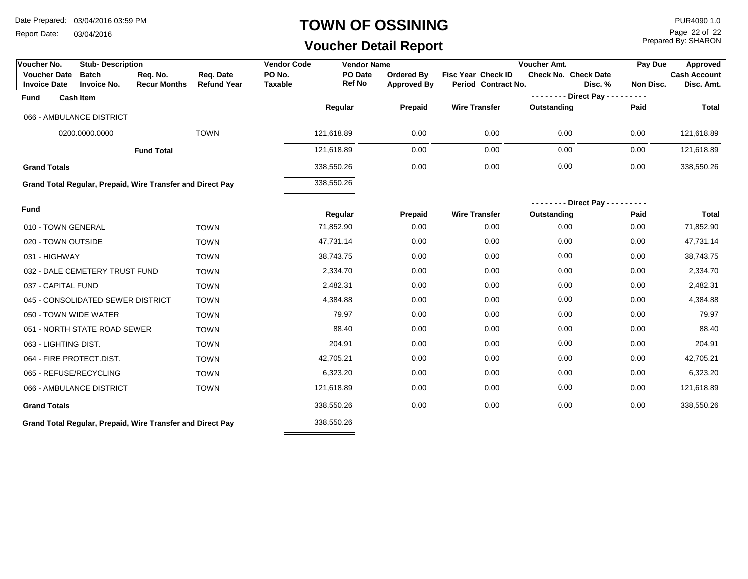# TOWN OF OSSINING

## Voucher Detail Report

Date Prepared: 03/04/2016 03:59 PM
Report Date: 03/04/2016

PUR4090 1.0
Prepared By: SHARON

| Voucher No. | Stub- Description | | | Vendor Code | Vendor Name | | | | Voucher Amt. | | Pay Due | Approved |
|---|---|---|---|---|---|---|---|---|---|---|---|---|
| Voucher Date | Batch | Req. No. | Req. Date | PO No. | PO Date | Ordered By | Fisc Year | Check ID | Check No. | Check Date | | Cash Account |
| Invoice Date | Invoice No. | Recur Months | Refund Year | Taxable | Ref No | Approved By | Period | Contract No. | | Disc. % | Non Disc. | Disc. Amt. |

| Fund | Cash Item | | Regular | Prepaid | Wire Transfer | Direct Pay Outstanding | Direct Pay Paid | Total |
|---|---|---|---|---|---|---|---|---|
| 066 - AMBULANCE DISTRICT | | | | | | | | |
| | 0200.0000.0000 | TOWN | 121,618.89 | 0.00 | 0.00 | 0.00 | 0.00 | 121,618.89 |
| | Fund Total | | 121,618.89 | 0.00 | 0.00 | 0.00 | 0.00 | 121,618.89 |
| Grand Totals | | | 338,550.26 | 0.00 | 0.00 | 0.00 | 0.00 | 338,550.26 |
| Grand Total Regular, Prepaid, Wire Transfer and Direct Pay | | | 338,550.26 | | | | | |

| Fund | | Regular | Prepaid | Wire Transfer | Direct Pay Outstanding | Direct Pay Paid | Total |
|---|---|---|---|---|---|---|---|
| 010 - TOWN GENERAL | TOWN | 71,852.90 | 0.00 | 0.00 | 0.00 | 0.00 | 71,852.90 |
| 020 - TOWN OUTSIDE | TOWN | 47,731.14 | 0.00 | 0.00 | 0.00 | 0.00 | 47,731.14 |
| 031 - HIGHWAY | TOWN | 38,743.75 | 0.00 | 0.00 | 0.00 | 0.00 | 38,743.75 |
| 032 - DALE CEMETERY TRUST FUND | TOWN | 2,334.70 | 0.00 | 0.00 | 0.00 | 0.00 | 2,334.70 |
| 037 - CAPITAL FUND | TOWN | 2,482.31 | 0.00 | 0.00 | 0.00 | 0.00 | 2,482.31 |
| 045 - CONSOLIDATED SEWER DISTRICT | TOWN | 4,384.88 | 0.00 | 0.00 | 0.00 | 0.00 | 4,384.88 |
| 050 - TOWN WIDE WATER | TOWN | 79.97 | 0.00 | 0.00 | 0.00 | 0.00 | 79.97 |
| 051 - NORTH STATE ROAD SEWER | TOWN | 88.40 | 0.00 | 0.00 | 0.00 | 0.00 | 88.40 |
| 063 - LIGHTING DIST. | TOWN | 204.91 | 0.00 | 0.00 | 0.00 | 0.00 | 204.91 |
| 064 - FIRE PROTECT.DIST. | TOWN | 42,705.21 | 0.00 | 0.00 | 0.00 | 0.00 | 42,705.21 |
| 065 - REFUSE/RECYCLING | TOWN | 6,323.20 | 0.00 | 0.00 | 0.00 | 0.00 | 6,323.20 |
| 066 - AMBULANCE DISTRICT | TOWN | 121,618.89 | 0.00 | 0.00 | 0.00 | 0.00 | 121,618.89 |
| Grand Totals | | 338,550.26 | 0.00 | 0.00 | 0.00 | 0.00 | 338,550.26 |
| Grand Total Regular, Prepaid, Wire Transfer and Direct Pay | | 338,550.26 | | | | | |